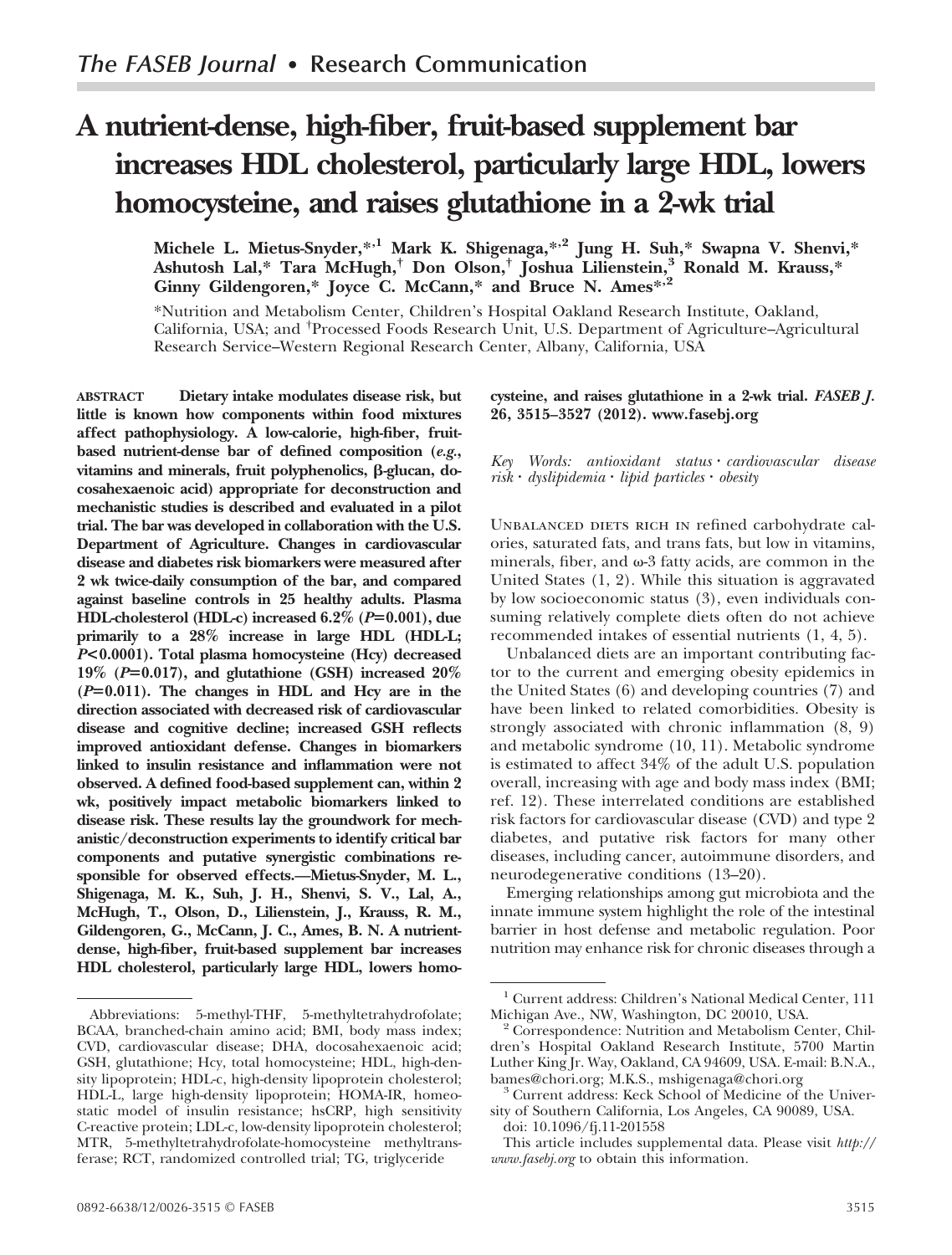*The FASEB Journal* • Research Communication

# A nutrient-dense, high-fiber, fruit-based supplement bar increases HDL cholesterol, particularly large HDL, lowers homocysteine, and raises glutathione in a 2-wk trial

**Michele L. Mietus-Snyder,**[*,1] **Mark K. Shigenaga,**[*,2] **Jung H. Suh,**[*] **Swapna V. Shenvi,**[*] **Ashutosh Lal,**[*] **Tara McHugh,**[†] **Don Olson,**[†] **Joshua Lilienstein,**[3] **Ronald M. Krauss,**[*] **Ginny Gildengoren,**[*] **Joyce C. McCann,**[*] **and Bruce N. Ames**[*,2]

[*]Nutrition and Metabolism Center, Children's Hospital Oakland Research Institute, Oakland, California, USA; and [†]Processed Foods Research Unit, U.S. Department of Agriculture–Agricultural Research Service–Western Regional Research Center, Albany, California, USA

**ABSTRACT** **Dietary intake modulates disease risk, but little is known how components within food mixtures affect pathophysiology. A low-calorie, high-fiber, fruit-based nutrient-dense bar of defined composition (*e.g.*, vitamins and minerals, fruit polyphenolics, β-glucan, docosahexaenoic acid) appropriate for deconstruction and mechanistic studies is described and evaluated in a pilot trial. The bar was developed in collaboration with the U.S. Department of Agriculture. Changes in cardiovascular disease and diabetes risk biomarkers were measured after 2 wk twice-daily consumption of the bar, and compared against baseline controls in 25 healthy adults. Plasma HDL-cholesterol (HDL-c) increased 6.2% ($P$=0.001), due primarily to a 28% increase in large HDL (HDL-L; $P$<0.0001). Total plasma homocysteine (Hcy) decreased 19% ($P$=0.017), and glutathione (GSH) increased 20% ($P$=0.011). The changes in HDL and Hcy are in the direction associated with decreased risk of cardiovascular disease and cognitive decline; increased GSH reflects improved antioxidant defense. Changes in biomarkers linked to insulin resistance and inflammation were not observed. A defined food-based supplement can, within 2 wk, positively impact metabolic biomarkers linked to disease risk. These results lay the groundwork for mechanistic/deconstruction experiments to identify critical bar components and putative synergistic combinations responsible for observed effects.—Mietus-Snyder, M. L., Shigenaga, M. K., Suh, J. H., Shenvi, S. V., Lal, A., McHugh, T., Olson, D., Lilienstein, J., Krauss, R. M., Gildengoren, G., McCann, J. C., Ames, B. N. A nutrient-dense, high-fiber, fruit-based supplement bar increases HDL cholesterol, particularly large HDL, lowers homocysteine, and raises glutathione in a 2-wk trial. *FASEB J.* 26, 3515–3527 (2012). www.fasebj.org**

*Key Words: antioxidant status · cardiovascular disease risk · dyslipidemia · lipid particles · obesity*

Unbalanced diets rich in refined carbohydrate calories, saturated fats, and trans fats, but low in vitamins, minerals, fiber, and ω-3 fatty acids, are common in the United States (1, 2). While this situation is aggravated by low socioeconomic status (3), even individuals consuming relatively complete diets often do not achieve recommended intakes of essential nutrients (1, 4, 5).

Unbalanced diets are an important contributing factor to the current and emerging obesity epidemics in the United States (6) and developing countries (7) and have been linked to related comorbidities. Obesity is strongly associated with chronic inflammation (8, 9) and metabolic syndrome (10, 11). Metabolic syndrome is estimated to affect 34% of the adult U.S. population overall, increasing with age and body mass index (BMI; ref. 12). These interrelated conditions are established risk factors for cardiovascular disease (CVD) and type 2 diabetes, and putative risk factors for many other diseases, including cancer, autoimmune disorders, and neurodegenerative conditions (13–20).

Emerging relationships among gut microbiota and the innate immune system highlight the role of the intestinal barrier in host defense and metabolic regulation. Poor nutrition may enhance risk for chronic diseases through a

---

Abbreviations: 5-methyl-THF, 5-methyltetrahydrofolate; BCAA, branched-chain amino acid; BMI, body mass index; CVD, cardiovascular disease; DHA, docosahexaenoic acid; GSH, glutathione; Hcy, total homocysteine; HDL, high-density lipoprotein; HDL-c, high-density lipoprotein cholesterol; HDL-L, large high-density lipoprotein; HOMA-IR, homeostatic model of insulin resistance; hsCRP, high sensitivity C-reactive protein; LDL-c, low-density lipoprotein cholesterol; MTR, 5-methyltetrahydrofolate-homocysteine methyltransferase; RCT, randomized controlled trial; TG, triglyceride

[1] Current address: Children's National Medical Center, 111 Michigan Ave., NW, Washington, DC 20010, USA.

[2] Correspondence: Nutrition and Metabolism Center, Children's Hospital Oakland Research Institute, 5700 Martin Luther King Jr. Way, Oakland, CA 94609, USA. E-mail: B.N.A., bames@chori.org; M.K.S., mshigenaga@chori.org

[3] Current address: Keck School of Medicine of the University of Southern California, Los Angeles, CA 90089, USA.

doi: 10.1096/fj.11-201558

This article includes supplemental data. Please visit *http://www.fasebj.org* to obtain this information.

0892-6638/12/0026-3515 © FASEB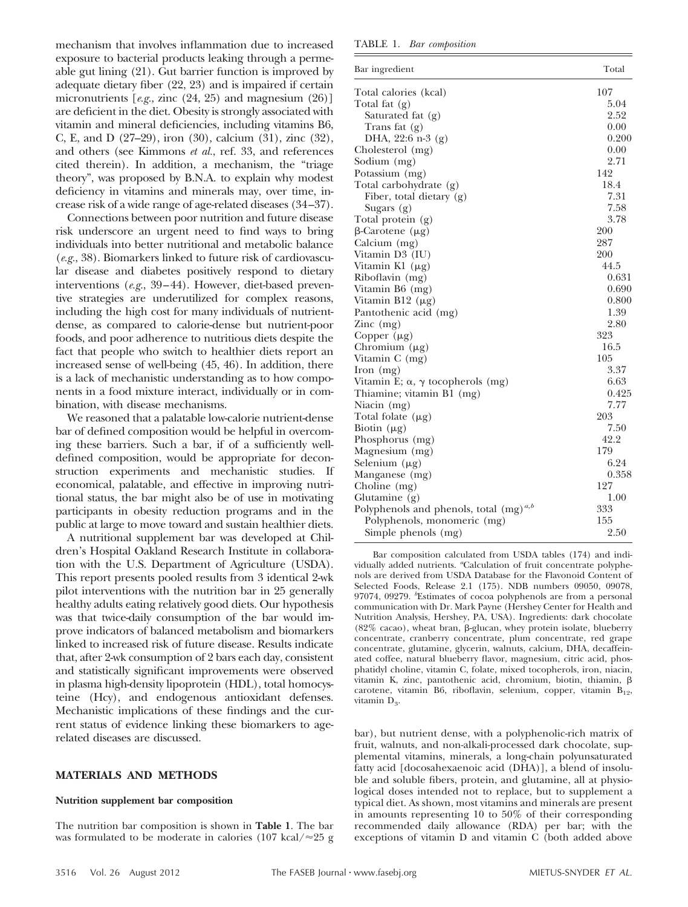mechanism that involves inflammation due to increased exposure to bacterial products leaking through a permeable gut lining (21). Gut barrier function is improved by adequate dietary fiber (22, 23) and is impaired if certain micronutrients [*e.g.*, zinc (24, 25) and magnesium (26)] are deficient in the diet. Obesity is strongly associated with vitamin and mineral deficiencies, including vitamins B6, C, E, and D (27–29), iron (30), calcium (31), zinc (32), and others (see Kimmons *et al.*, ref. 33, and references cited therein). In addition, a mechanism, the "triage theory", was proposed by B.N.A. to explain why modest deficiency in vitamins and minerals may, over time, increase risk of a wide range of age-related diseases (34–37).

Connections between poor nutrition and future disease risk underscore an urgent need to find ways to bring individuals into better nutritional and metabolic balance (*e.g.*, 38). Biomarkers linked to future risk of cardiovascular disease and diabetes positively respond to dietary interventions (*e.g.*, 39–44). However, diet-based preventive strategies are underutilized for complex reasons, including the high cost for many individuals of nutrient-dense, as compared to calorie-dense but nutrient-poor foods, and poor adherence to nutritious diets despite the fact that people who switch to healthier diets report an increased sense of well-being (45, 46). In addition, there is a lack of mechanistic understanding as to how components in a food mixture interact, individually or in combination, with disease mechanisms.

We reasoned that a palatable low-calorie nutrient-dense bar of defined composition would be helpful in overcoming these barriers. Such a bar, if of a sufficiently well-defined composition, would be appropriate for deconstruction experiments and mechanistic studies. If economical, palatable, and effective in improving nutritional status, the bar might also be of use in motivating participants in obesity reduction programs and in the public at large to move toward and sustain healthier diets.

A nutritional supplement bar was developed at Children's Hospital Oakland Research Institute in collaboration with the U.S. Department of Agriculture (USDA). This report presents pooled results from 3 identical 2-wk pilot interventions with the nutrition bar in 25 generally healthy adults eating relatively good diets. Our hypothesis was that twice-daily consumption of the bar would improve indicators of balanced metabolism and biomarkers linked to increased risk of future disease. Results indicate that, after 2-wk consumption of 2 bars each day, consistent and statistically significant improvements were observed in plasma high-density lipoprotein (HDL), total homocysteine (Hcy), and endogenous antioxidant defenses. Mechanistic implications of these findings and the current status of evidence linking these biomarkers to age-related diseases are discussed.

## MATERIALS AND METHODS

### Nutrition supplement bar composition

The nutrition bar composition is shown in **Table 1**. The bar was formulated to be moderate in calories (107 kcal/≈25 g bar), but nutrient dense, with a polyphenolic-rich matrix of fruit, walnuts, and non-alkali-processed dark chocolate, supplemental vitamins, minerals, a long-chain polyunsaturated fatty acid [docosahexaenoic acid (DHA)], a blend of insoluble and soluble fibers, protein, and glutamine, all at physiological doses intended not to replace, but to supplement a typical diet. As shown, most vitamins and minerals are present in amounts representing 10 to 50% of their corresponding recommended daily allowance (RDA) per bar; with the exceptions of vitamin D and vitamin C (both added above

TABLE 1. *Bar composition*

| Bar ingredient | Total |
|---|---|
| Total calories (kcal) | 107 |
| Total fat (g) | 5.04 |
| Saturated fat (g) | 2.52 |
| Trans fat (g) | 0.00 |
| DHA, 22:6 n-3 (g) | 0.200 |
| Cholesterol (mg) | 0.00 |
| Sodium (mg) | 2.71 |
| Potassium (mg) | 142 |
| Total carbohydrate (g) | 18.4 |
| Fiber, total dietary (g) | 7.31 |
| Sugars (g) | 7.58 |
| Total protein (g) | 3.78 |
| β-Carotene (μg) | 200 |
| Calcium (mg) | 287 |
| Vitamin D3 (IU) | 200 |
| Vitamin K1 (μg) | 44.5 |
| Riboflavin (mg) | 0.631 |
| Vitamin B6 (mg) | 0.690 |
| Vitamin B12 (μg) | 0.800 |
| Pantothenic acid (mg) | 1.39 |
| Zinc (mg) | 2.80 |
| Copper (μg) | 323 |
| Chromium (μg) | 16.5 |
| Vitamin C (mg) | 105 |
| Iron (mg) | 3.37 |
| Vitamin E; α, γ tocopherols (mg) | 6.63 |
| Thiamine; vitamin B1 (mg) | 0.425 |
| Niacin (mg) | 7.77 |
| Total folate (μg) | 203 |
| Biotin (μg) | 7.50 |
| Phosphorus (mg) | 42.2 |
| Magnesium (mg) | 179 |
| Selenium (μg) | 6.24 |
| Manganese (mg) | 0.358 |
| Choline (mg) | 127 |
| Glutamine (g) | 1.00 |
| Polyphenols and phenols, total (mg)[a,b] | 333 |
| Polyphenols, monomeric (mg) | 155 |
| Simple phenols (mg) | 2.50 |

Bar composition calculated from USDA tables (174) and individually added nutrients. [a]Calculation of fruit concentrate polyphenols are derived from USDA Database for the Flavonoid Content of Selected Foods, Release 2.1 (175). NDB numbers 09050, 09078, 97074, 09279. [b]Estimates of cocoa polyphenols are from a personal communication with Dr. Mark Payne (Hershey Center for Health and Nutrition Analysis, Hershey, PA, USA). Ingredients: dark chocolate (82% cacao), wheat bran, β-glucan, whey protein isolate, blueberry concentrate, cranberry concentrate, plum concentrate, red grape concentrate, glutamine, glycerin, walnuts, calcium, DHA, decaffeinated coffee, natural blueberry flavor, magnesium, citric acid, phosphatidyl choline, vitamin C, folate, mixed tocopherols, iron, niacin, vitamin K, zinc, pantothenic acid, chromium, biotin, thiamin, β carotene, vitamin B6, riboflavin, selenium, copper, vitamin $B_{12}$, vitamin $D_3$.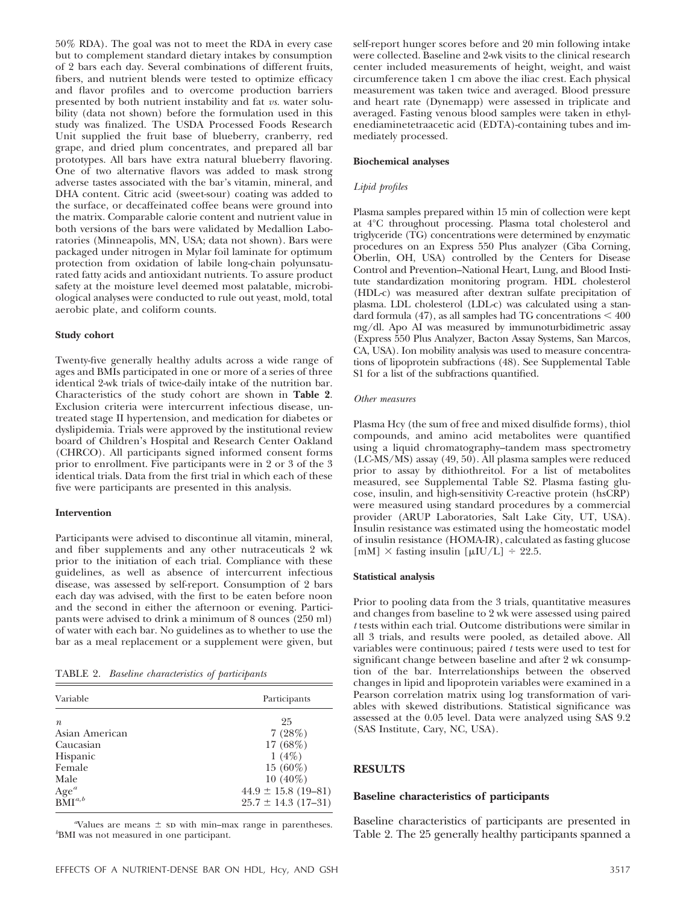50% RDA). The goal was not to meet the RDA in every case but to complement standard dietary intakes by consumption of 2 bars each day. Several combinations of different fruits, fibers, and nutrient blends were tested to optimize efficacy and flavor profiles and to overcome production barriers presented by both nutrient instability and fat *vs.* water solubility (data not shown) before the formulation used in this study was finalized. The USDA Processed Foods Research Unit supplied the fruit base of blueberry, cranberry, red grape, and dried plum concentrates, and prepared all bar prototypes. All bars have extra natural blueberry flavoring. One of two alternative flavors was added to mask strong adverse tastes associated with the bar's vitamin, mineral, and DHA content. Citric acid (sweet-sour) coating was added to the surface, or decaffeinated coffee beans were ground into the matrix. Comparable calorie content and nutrient value in both versions of the bars were validated by Medallion Laboratories (Minneapolis, MN, USA; data not shown). Bars were packaged under nitrogen in Mylar foil laminate for optimum protection from oxidation of labile long-chain polyunsaturated fatty acids and antioxidant nutrients. To assure product safety at the moisture level deemed most palatable, microbiological analyses were conducted to rule out yeast, mold, total aerobic plate, and coliform counts.

### Study cohort

Twenty-five generally healthy adults across a wide range of ages and BMIs participated in one or more of a series of three identical 2-wk trials of twice-daily intake of the nutrition bar. Characteristics of the study cohort are shown in **Table 2**. Exclusion criteria were intercurrent infectious disease, untreated stage II hypertension, and medication for diabetes or dyslipidemia. Trials were approved by the institutional review board of Children's Hospital and Research Center Oakland (CHRCO). All participants signed informed consent forms prior to enrollment. Five participants were in 2 or 3 of the 3 identical trials. Data from the first trial in which each of these five were participants are presented in this analysis.

### Intervention

Participants were advised to discontinue all vitamin, mineral, and fiber supplements and any other nutraceuticals 2 wk prior to the initiation of each trial. Compliance with these guidelines, as well as absence of intercurrent infectious disease, was assessed by self-report. Consumption of 2 bars each day was advised, with the first to be eaten before noon and the second in either the afternoon or evening. Participants were advised to drink a minimum of 8 ounces (250 ml) of water with each bar. No guidelines as to whether to use the bar as a meal replacement or a supplement were given, but

TABLE 2. *Baseline characteristics of participants*

| Variable | Participants |
|---|---|
| $n$ | 25 |
| Asian American | 7 (28%) |
| Caucasian | 17 (68%) |
| Hispanic | 1 (4%) |
| Female | 15 (60%) |
| Male | 10 (40%) |
| Age[a] | 44.9 ± 15.8 (19–81) |
| BMI[a,b] | 25.7 ± 14.3 (17–31) |

[a]Values are means ± SD with min–max range in parentheses. [b]BMI was not measured in one participant.

self-report hunger scores before and 20 min following intake were collected. Baseline and 2-wk visits to the clinical research center included measurements of height, weight, and waist circumference taken 1 cm above the iliac crest. Each physical measurement was taken twice and averaged. Blood pressure and heart rate (Dynemapp) were assessed in triplicate and averaged. Fasting venous blood samples were taken in ethylenediaminetetraacetic acid (EDTA)-containing tubes and immediately processed.

### Biochemical analyses

#### *Lipid profiles*

Plasma samples prepared within 15 min of collection were kept at 4°C throughout processing. Plasma total cholesterol and triglyceride (TG) concentrations were determined by enzymatic procedures on an Express 550 Plus analyzer (Ciba Corning, Oberlin, OH, USA) controlled by the Centers for Disease Control and Prevention–National Heart, Lung, and Blood Institute standardization monitoring program. HDL cholesterol (HDL-c) was measured after dextran sulfate precipitation of plasma. LDL cholesterol (LDL-c) was calculated using a standard formula (47), as all samples had TG concentrations < 400 mg/dl. Apo AI was measured by immunoturbidimetric assay (Express 550 Plus Analyzer, Bacton Assay Systems, San Marcos, CA, USA). Ion mobility analysis was used to measure concentrations of lipoprotein subfractions (48). See Supplemental Table S1 for a list of the subfractions quantified.

#### *Other measures*

Plasma Hcy (the sum of free and mixed disulfide forms), thiol compounds, and amino acid metabolites were quantified using a liquid chromatography–tandem mass spectrometry (LC-MS/MS) assay (49, 50). All plasma samples were reduced prior to assay by dithiothreitol. For a list of metabolites measured, see Supplemental Table S2. Plasma fasting glucose, insulin, and high-sensitivity C-reactive protein (hsCRP) were measured using standard procedures by a commercial provider (ARUP Laboratories, Salt Lake City, UT, USA). Insulin resistance was estimated using the homeostatic model of insulin resistance (HOMA-IR), calculated as fasting glucose [mM] × fasting insulin [μIU/L] ÷ 22.5.

### Statistical analysis

Prior to pooling data from the 3 trials, quantitative measures and changes from baseline to 2 wk were assessed using paired $t$ tests within each trial. Outcome distributions were similar in all 3 trials, and results were pooled, as detailed above. All variables were continuous; paired $t$ tests were used to test for significant change between baseline and after 2 wk consumption of the bar. Interrelationships between the observed changes in lipid and lipoprotein variables were examined in a Pearson correlation matrix using log transformation of variables with skewed distributions. Statistical significance was assessed at the 0.05 level. Data were analyzed using SAS 9.2 (SAS Institute, Cary, NC, USA).

## RESULTS

### Baseline characteristics of participants

Baseline characteristics of participants are presented in Table 2. The 25 generally healthy participants spanned a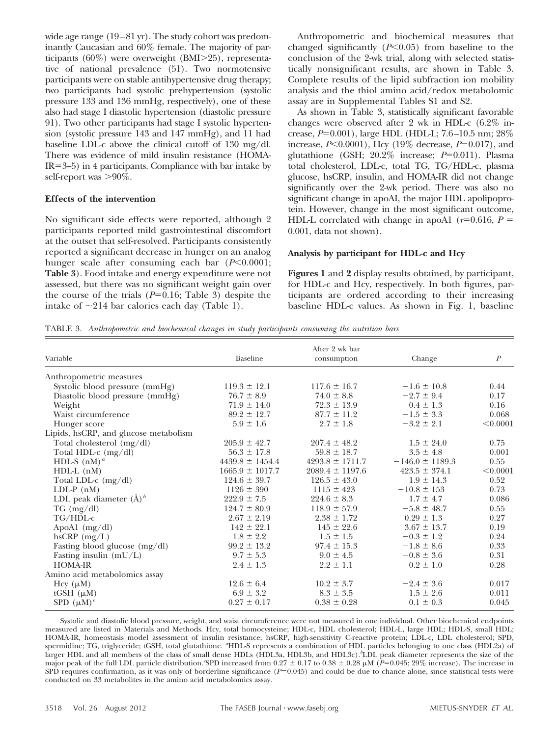wide age range (19–81 yr). The study cohort was predominantly Caucasian and 60% female. The majority of participants (60%) were overweight (BMI>25), representative of national prevalence (51). Two normotensive participants were on stable antihypertensive drug therapy; two participants had systolic prehypertension (systolic pressure 133 and 136 mmHg, respectively), one of these also had stage I diastolic hypertension (diastolic pressure 91). Two other participants had stage I systolic hypertension (systolic pressure 143 and 147 mmHg), and 11 had baseline LDL-c above the clinical cutoff of 130 mg/dl. There was evidence of mild insulin resistance (HOMA-IR=3–5) in 4 participants. Compliance with bar intake by self-report was >90%.

### Effects of the intervention

No significant side effects were reported, although 2 participants reported mild gastrointestinal discomfort at the outset that self-resolved. Participants consistently reported a significant decrease in hunger on an analog hunger scale after consuming each bar ($P<0.0001$; **Table 3**). Food intake and energy expenditure were not assessed, but there was no significant weight gain over the course of the trials ($P=0.16$; Table 3) despite the intake of ~214 bar calories each day (Table 1).

Anthropometric and biochemical measures that changed significantly ($P<0.05$) from baseline to the conclusion of the 2-wk trial, along with selected statistically nonsignificant results, are shown in Table 3. Complete results of the lipid subfraction ion mobility analysis and the thiol amino acid/redox metabolomic assay are in Supplemental Tables S1 and S2.

As shown in Table 3, statistically significant favorable changes were observed after 2 wk in HDL-c (6.2% increase, $P=0.001$), large HDL (HDL-L; 7.6–10.5 nm; 28% increase, $P<0.0001$), Hcy (19% decrease, $P=0.017$), and glutathione (GSH; 20.2% increase; $P=0.011$). Plasma total cholesterol, LDL-c, total TG, TG/HDL-c, plasma glucose, hsCRP, insulin, and HOMA-IR did not change significantly over the 2-wk period. There was also no significant change in apoAI, the major HDL apolipoprotein. However, change in the most significant outcome, HDL-L correlated with change in apoA1 ($r=0.616$, $P=0.001$, data not shown).

### Analysis by participant for HDL-c and Hcy

**Figures 1** and **2** display results obtained, by participant, for HDL-c and Hcy, respectively. In both figures, participants are ordered according to their increasing baseline HDL-c values. As shown in Fig. 1, baseline

TABLE 3. *Anthropometric and biochemical changes in study participants consuming the nutrition bars*

| Variable | Baseline | After 2 wk bar consumption | Change | $P$ |
|---|---|---|---|---|
| Anthropometric measures | | | | |
| Systolic blood pressure (mmHg) | 119.3 ± 12.1 | 117.6 ± 16.7 | −1.6 ± 10.8 | 0.44 |
| Diastolic blood pressure (mmHg) | 76.7 ± 8.9 | 74.0 ± 8.8 | −2.7 ± 9.4 | 0.17 |
| Weight | 71.9 ± 14.0 | 72.3 ± 13.9 | 0.4 ± 1.3 | 0.16 |
| Waist circumference | 89.2 ± 12.7 | 87.7 ± 11.2 | −1.5 ± 3.3 | 0.068 |
| Hunger score | 5.9 ± 1.6 | 2.7 ± 1.8 | −3.2 ± 2.1 | <0.0001 |
| Lipids, hsCRP, and glucose metabolism | | | | |
| Total cholesterol (mg/dl) | 205.9 ± 42.7 | 207.4 ± 48.2 | 1.5 ± 24.0 | 0.75 |
| Total HDL-c (mg/dl) | 56.3 ± 17.8 | 59.8 ± 18.7 | 3.5 ± 4.8 | 0.001 |
| HDL-S (nM)[a] | 4439.8 ± 1454.4 | 4293.8 ± 1711.7 | −146.0 ± 1189.3 | 0.55 |
| HDL-L (nM) | 1665.9 ± 1017.7 | 2089.4 ± 1197.6 | 423.5 ± 374.1 | <0.0001 |
| Total LDL-c (mg/dl) | 124.6 ± 39.7 | 126.5 ± 43.0 | 1.9 ± 14.3 | 0.52 |
| LDL-P (nM) | 1126 ± 390 | 1115 ± 423 | −10.8 ± 153 | 0.73 |
| LDL peak diameter (Å)[b] | 222.9 ± 7.5 | 224.6 ± 8.3 | 1.7 ± 4.7 | 0.086 |
| TG (mg/dl) | 124.7 ± 80.9 | 118.9 ± 57.9 | −5.8 ± 48.7 | 0.55 |
| TG/HDL-c | 2.67 ± 2.19 | 2.38 ± 1.72 | 0.29 ± 1.3 | 0.27 |
| ApoA1 (mg/dl) | 142 ± 22.1 | 145 ± 22.6 | 3.67 ± 13.7 | 0.19 |
| hsCRP (mg/L) | 1.8 ± 2.2 | 1.5 ± 1.5 | −0.3 ± 1.2 | 0.24 |
| Fasting blood glucose (mg/dl) | 99.2 ± 13.2 | 97.4 ± 15.3 | −1.8 ± 8.6 | 0.33 |
| Fasting insulin (mU/L) | 9.7 ± 5.3 | 9.0 ± 4.5 | −0.8 ± 3.6 | 0.31 |
| HOMA-IR | 2.4 ± 1.3 | 2.2 ± 1.1 | −0.2 ± 1.0 | 0.28 |
| Amino acid metabolomics assay | | | | |
| Hcy (μM) | 12.6 ± 6.4 | 10.2 ± 3.7 | −2.4 ± 3.6 | 0.017 |
| tGSH (μM) | 6.9 ± 3.2 | 8.3 ± 3.5 | 1.5 ± 2.6 | 0.011 |
| SPD (μM)[c] | 0.27 ± 0.17 | 0.38 ± 0.28 | 0.1 ± 0.3 | 0.045 |

Systolic and diastolic blood pressure, weight, and waist circumference were not measured in one individual. Other biochemical endpoints measured are listed in Materials and Methods. Hcy, total homocysteine; HDL-c, HDL cholesterol; HDL-L, large HDL; HDL-S, small HDL; HOMA-IR, homeostasis model assessment of insulin resistance; hsCRP, high-sensitivity C-reactive protein; LDL-c, LDL cholesterol; SPD, spermidine; TG, triglyceride; tGSH, total glutathione. [a]HDL-S represents a combination of HDL particles belonging to one class (HDL2a) of larger HDL and all members of the class of small dense HDLs (HDL3a, HDL3b, and HDL3c). [b]LDL peak diameter represents the size of the major peak of the full LDL particle distribution. [c]SPD increased from 0.27 ± 0.17 to 0.38 ± 0.28 μM ($P=0.045$; 29% increase). The increase in SPD requires confirmation, as it was only of borderline significance ($P=0.045$) and could be due to chance alone, since statistical tests were conducted on 33 metabolites in the amino acid metabolomics assay.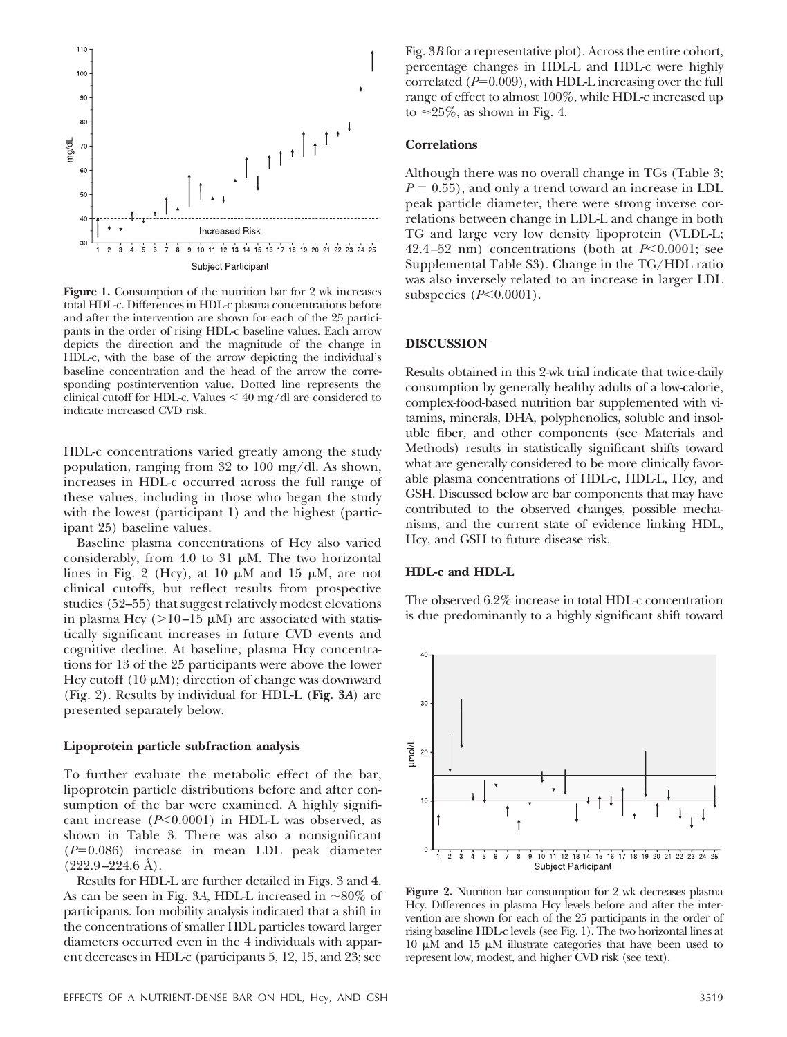**Figure 1.** Consumption of the nutrition bar for 2 wk increases total HDL-c. Differences in HDL-c plasma concentrations before and after the intervention are shown for each of the 25 participants in the order of rising HDL-c baseline values. Each arrow depicts the direction and the magnitude of the change in HDL-c, with the base of the arrow depicting the individual's baseline concentration and the head of the arrow the corresponding postintervention value. Dotted line represents the clinical cutoff for HDL-c. Values < 40 mg/dl are considered to indicate increased CVD risk.

HDL-c concentrations varied greatly among the study population, ranging from 32 to 100 mg/dl. As shown, increases in HDL-c occurred across the full range of these values, including in those who began the study with the lowest (participant 1) and the highest (participant 25) baseline values.

Baseline plasma concentrations of Hcy also varied considerably, from 4.0 to 31 μM. The two horizontal lines in Fig. 2 (Hcy), at 10 μM and 15 μM, are not clinical cutoffs, but reflect results from prospective studies (52–55) that suggest relatively modest elevations in plasma Hcy (>10–15 μM) are associated with statistically significant increases in future CVD events and cognitive decline. At baseline, plasma Hcy concentrations for 13 of the 25 participants were above the lower Hcy cutoff (10 μM); direction of change was downward (Fig. 2). Results by individual for HDL-L (**Fig. 3A**) are presented separately below.

### Lipoprotein particle subfraction analysis

To further evaluate the metabolic effect of the bar, lipoprotein particle distributions before and after consumption of the bar were examined. A highly significant increase ($P<0.0001$) in HDL-L was observed, as shown in Table 3. There was also a nonsignificant ($P=0.086$) increase in mean LDL peak diameter (222.9–224.6 Å).

Results for HDL-L are further detailed in Figs. 3 and **4**. As can be seen in Fig. 3A, HDL-L increased in ~80% of participants. Ion mobility analysis indicated that a shift in the concentrations of smaller HDL particles toward larger diameters occurred even in the 4 individuals with apparent decreases in HDL-c (participants 5, 12, 15, and 23; see Fig. 3B for a representative plot). Across the entire cohort, percentage changes in HDL-L and HDL-c were highly correlated ($P=0.009$), with HDL-L increasing over the full range of effect to almost 100%, while HDL-c increased up to ≈25%, as shown in Fig. 4.

### Correlations

Although there was no overall change in TGs (Table 3; $P = 0.55$), and only a trend toward an increase in LDL peak particle diameter, there were strong inverse correlations between change in LDL-L and change in both TG and large very low density lipoprotein (VLDL-L; 42.4–52 nm) concentrations (both at $P<0.0001$; see Supplemental Table S3). Change in the TG/HDL ratio was also inversely related to an increase in larger LDL subspecies ($P<0.0001$).

## DISCUSSION

Results obtained in this 2-wk trial indicate that twice-daily consumption by generally healthy adults of a low-calorie, complex-food-based nutrition bar supplemented with vitamins, minerals, DHA, polyphenolics, soluble and insoluble fiber, and other components (see Materials and Methods) results in statistically significant shifts toward what are generally considered to be more clinically favorable plasma concentrations of HDL-c, HDL-L, Hcy, and GSH. Discussed below are bar components that may have contributed to the observed changes, possible mechanisms, and the current state of evidence linking HDL, Hcy, and GSH to future disease risk.

### HDL-c and HDL-L

The observed 6.2% increase in total HDL-c concentration is due predominantly to a highly significant shift toward

**Figure 2.** Nutrition bar consumption for 2 wk decreases plasma Hcy. Differences in plasma Hcy levels before and after the intervention are shown for each of the 25 participants in the order of rising baseline HDL-c levels (see Fig. 1). The two horizontal lines at 10 μM and 15 μM illustrate categories that have been used to represent low, modest, and higher CVD risk (see text).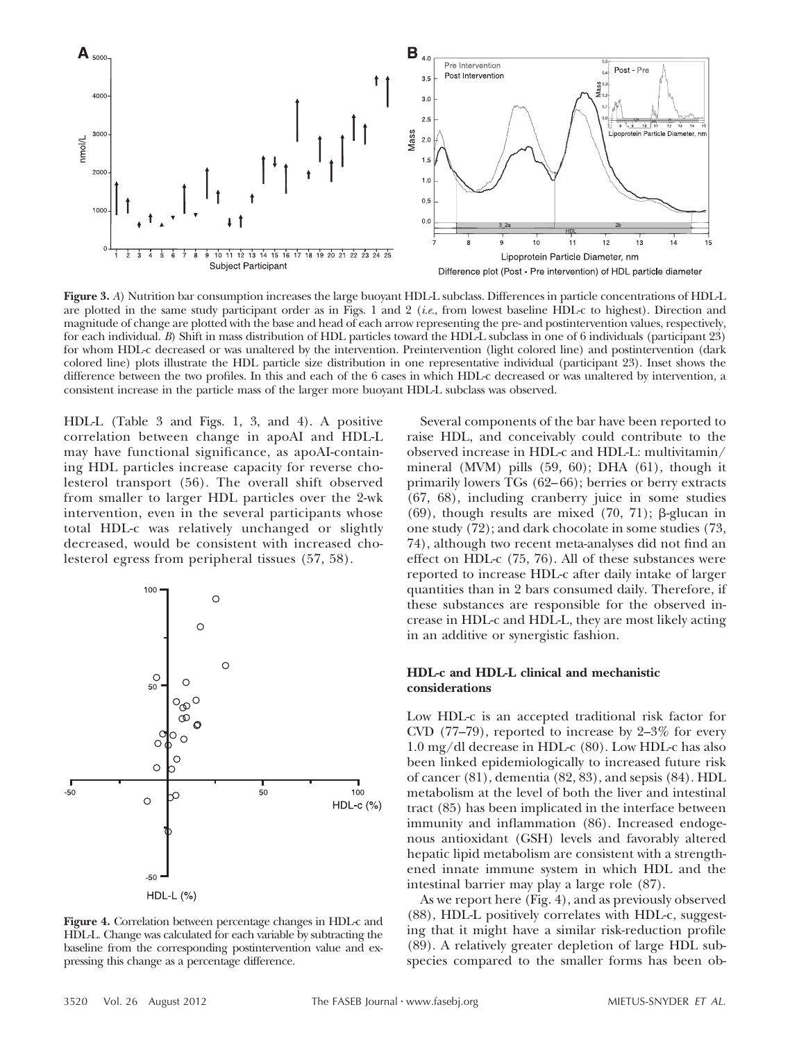**Figure 3.** *A*) Nutrition bar consumption increases the large buoyant HDL-L subclass. Differences in particle concentrations of HDL-L are plotted in the same study participant order as in Figs. 1 and 2 (*i.e.*, from lowest baseline HDL-c to highest). Direction and magnitude of change are plotted with the base and head of each arrow representing the pre- and postintervention values, respectively, for each individual. *B*) Shift in mass distribution of HDL particles toward the HDL-L subclass in one of 6 individuals (participant 23) for whom HDL-c decreased or was unaltered by the intervention. Preintervention (light colored line) and postintervention (dark colored line) plots illustrate the HDL particle size distribution in one representative individual (participant 23). Inset shows the difference between the two profiles. In this and each of the 6 cases in which HDL-c decreased or was unaltered by intervention, a consistent increase in the particle mass of the larger more buoyant HDL-L subclass was observed.

HDL-L (Table 3 and Figs. 1, 3, and 4). A positive correlation between change in apoAI and HDL-L may have functional significance, as apoAI-containing HDL particles increase capacity for reverse cholesterol transport (56). The overall shift observed from smaller to larger HDL particles over the 2-wk intervention, even in the several participants whose total HDL-c was relatively unchanged or slightly decreased, would be consistent with increased cholesterol egress from peripheral tissues (57, 58).

**Figure 4.** Correlation between percentage changes in HDL-c and HDL-L. Change was calculated for each variable by subtracting the baseline from the corresponding postintervention value and expressing this change as a percentage difference.

Several components of the bar have been reported to raise HDL, and conceivably could contribute to the observed increase in HDL-c and HDL-L: multivitamin/mineral (MVM) pills (59, 60); DHA (61), though it primarily lowers TGs (62–66); berries or berry extracts (67, 68), including cranberry juice in some studies (69), though results are mixed (70, 71); β-glucan in one study (72); and dark chocolate in some studies (73, 74), although two recent meta-analyses did not find an effect on HDL-c (75, 76). All of these substances were reported to increase HDL-c after daily intake of larger quantities than in 2 bars consumed daily. Therefore, if these substances are responsible for the observed increase in HDL-c and HDL-L, they are most likely acting in an additive or synergistic fashion.

### HDL-c and HDL-L clinical and mechanistic considerations

Low HDL-c is an accepted traditional risk factor for CVD (77–79), reported to increase by 2–3% for every 1.0 mg/dl decrease in HDL-c (80). Low HDL-c has also been linked epidemiologically to increased future risk of cancer (81), dementia (82, 83), and sepsis (84). HDL metabolism at the level of both the liver and intestinal tract (85) has been implicated in the interface between immunity and inflammation (86). Increased endogenous antioxidant (GSH) levels and favorably altered hepatic lipid metabolism are consistent with a strengthened innate immune system in which HDL and the intestinal barrier may play a large role (87).

As we report here (Fig. 4), and as previously observed (88), HDL-L positively correlates with HDL-c, suggesting that it might have a similar risk-reduction profile (89). A relatively greater depletion of large HDL subspecies compared to the smaller forms has been ob-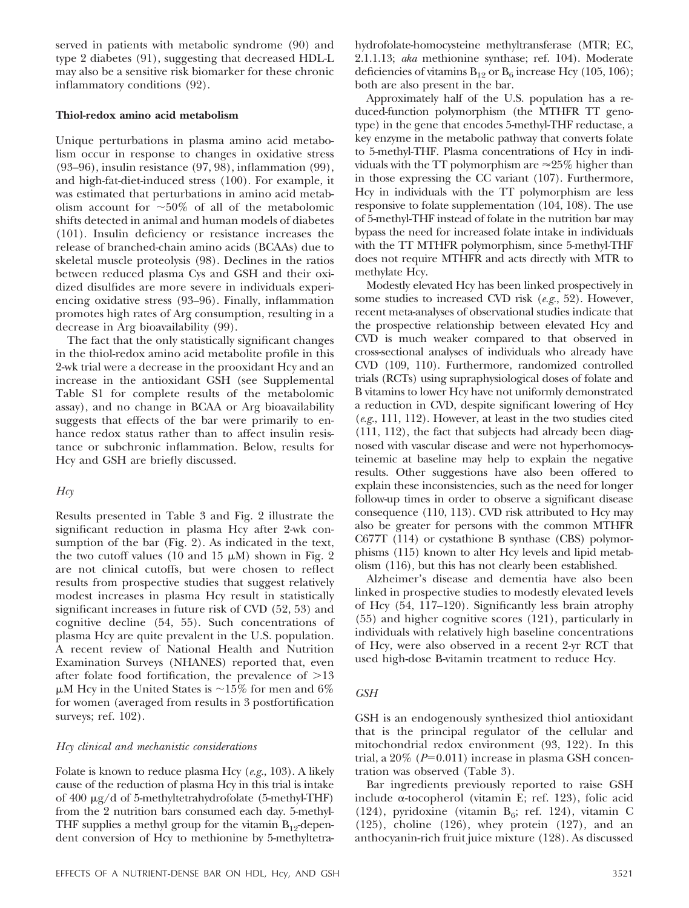served in patients with metabolic syndrome (90) and type 2 diabetes (91), suggesting that decreased HDL-L may also be a sensitive risk biomarker for these chronic inflammatory conditions (92).

### Thiol-redox amino acid metabolism

Unique perturbations in plasma amino acid metabolism occur in response to changes in oxidative stress (93–96), insulin resistance (97, 98), inflammation (99), and high-fat-diet-induced stress (100). For example, it was estimated that perturbations in amino acid metabolism account for ~50% of all of the metabolomic shifts detected in animal and human models of diabetes (101). Insulin deficiency or resistance increases the release of branched-chain amino acids (BCAAs) due to skeletal muscle proteolysis (98). Declines in the ratios between reduced plasma Cys and GSH and their oxidized disulfides are more severe in individuals experiencing oxidative stress (93–96). Finally, inflammation promotes high rates of Arg consumption, resulting in a decrease in Arg bioavailability (99).

The fact that the only statistically significant changes in the thiol-redox amino acid metabolite profile in this 2-wk trial were a decrease in the prooxidant Hcy and an increase in the antioxidant GSH (see Supplemental Table S1 for complete results of the metabolomic assay), and no change in BCAA or Arg bioavailability suggests that effects of the bar were primarily to enhance redox status rather than to affect insulin resistance or subchronic inflammation. Below, results for Hcy and GSH are briefly discussed.

#### *Hcy*

Results presented in Table 3 and Fig. 2 illustrate the significant reduction in plasma Hcy after 2-wk consumption of the bar (Fig. 2). As indicated in the text, the two cutoff values (10 and 15 μM) shown in Fig. 2 are not clinical cutoffs, but were chosen to reflect results from prospective studies that suggest relatively modest increases in plasma Hcy result in statistically significant increases in future risk of CVD (52, 53) and cognitive decline (54, 55). Such concentrations of plasma Hcy are quite prevalent in the U.S. population. A recent review of National Health and Nutrition Examination Surveys (NHANES) reported that, even after folate food fortification, the prevalence of >13 μM Hcy in the United States is ~15% for men and 6% for women (averaged from results in 3 postfortification surveys; ref. 102).

#### *Hcy clinical and mechanistic considerations*

Folate is known to reduce plasma Hcy (*e.g.*, 103). A likely cause of the reduction of plasma Hcy in this trial is intake of 400 μg/d of 5-methyltetrahydrofolate (5-methyl-THF) from the 2 nutrition bars consumed each day. 5-methyl-THF supplies a methyl group for the vitamin $B_{12}$-dependent conversion of Hcy to methionine by 5-methyltetrahydrofolate-homocysteine methyltransferase (MTR; EC, 2.1.1.13; *aka* methionine synthase; ref. 104). Moderate deficiencies of vitamins $B_{12}$ or $B_6$ increase Hcy (105, 106); both are also present in the bar.

Approximately half of the U.S. population has a reduced-function polymorphism (the MTHFR TT genotype) in the gene that encodes 5-methyl-THF reductase, a key enzyme in the metabolic pathway that converts folate to 5-methyl-THF. Plasma concentrations of Hcy in individuals with the TT polymorphism are ≈25% higher than in those expressing the CC variant (107). Furthermore, Hcy in individuals with the TT polymorphism are less responsive to folate supplementation (104, 108). The use of 5-methyl-THF instead of folate in the nutrition bar may bypass the need for increased folate intake in individuals with the TT MTHFR polymorphism, since 5-methyl-THF does not require MTHFR and acts directly with MTR to methylate Hcy.

Modestly elevated Hcy has been linked prospectively in some studies to increased CVD risk (*e.g.*, 52). However, recent meta-analyses of observational studies indicate that the prospective relationship between elevated Hcy and CVD is much weaker compared to that observed in cross-sectional analyses of individuals who already have CVD (109, 110). Furthermore, randomized controlled trials (RCTs) using supraphysiological doses of folate and B vitamins to lower Hcy have not uniformly demonstrated a reduction in CVD, despite significant lowering of Hcy (*e.g.*, 111, 112). However, at least in the two studies cited (111, 112), the fact that subjects had already been diagnosed with vascular disease and were not hyperhomocysteinemic at baseline may help to explain the negative results. Other suggestions have also been offered to explain these inconsistencies, such as the need for longer follow-up times in order to observe a significant disease consequence (110, 113). CVD risk attributed to Hcy may also be greater for persons with the common MTHFR C677T (114) or cystathione B synthase (CBS) polymorphisms (115) known to alter Hcy levels and lipid metabolism (116), but this has not clearly been established.

Alzheimer's disease and dementia have also been linked in prospective studies to modestly elevated levels of Hcy (54, 117–120). Significantly less brain atrophy (55) and higher cognitive scores (121), particularly in individuals with relatively high baseline concentrations of Hcy, were also observed in a recent 2-yr RCT that used high-dose B-vitamin treatment to reduce Hcy.

#### *GSH*

GSH is an endogenously synthesized thiol antioxidant that is the principal regulator of the cellular and mitochondrial redox environment (93, 122). In this trial, a 20% ($P$=0.011) increase in plasma GSH concentration was observed (Table 3).

Bar ingredients previously reported to raise GSH include α-tocopherol (vitamin E; ref. 123), folic acid (124), pyridoxine (vitamin $B_6$; ref. 124), vitamin C (125), choline (126), whey protein (127), and an anthocyanin-rich fruit juice mixture (128). As discussed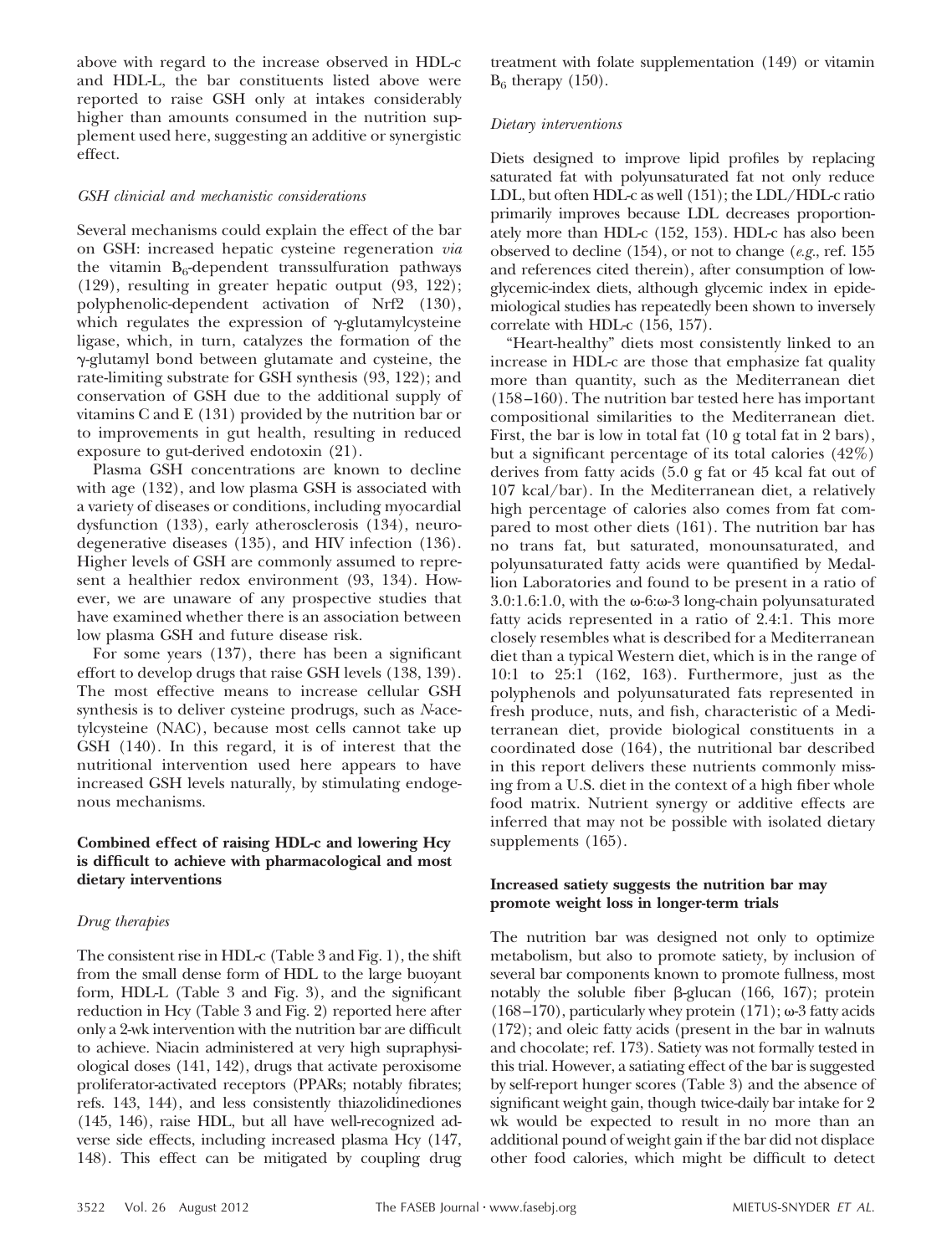above with regard to the increase observed in HDL-c and HDL-L, the bar constituents listed above were reported to raise GSH only at intakes considerably higher than amounts consumed in the nutrition supplement used here, suggesting an additive or synergistic effect.

### *GSH clinicial and mechanistic considerations*

Several mechanisms could explain the effect of the bar on GSH: increased hepatic cysteine regeneration *via* the vitamin $B_6$-dependent transsulfuration pathways (129), resulting in greater hepatic output (93, 122); polyphenolic-dependent activation of Nrf2 (130), which regulates the expression of γ-glutamylcysteine ligase, which, in turn, catalyzes the formation of the γ-glutamyl bond between glutamate and cysteine, the rate-limiting substrate for GSH synthesis (93, 122); and conservation of GSH due to the additional supply of vitamins C and E (131) provided by the nutrition bar or to improvements in gut health, resulting in reduced exposure to gut-derived endotoxin (21).

Plasma GSH concentrations are known to decline with age (132), and low plasma GSH is associated with a variety of diseases or conditions, including myocardial dysfunction (133), early atherosclerosis (134), neurodegenerative diseases (135), and HIV infection (136). Higher levels of GSH are commonly assumed to represent a healthier redox environment (93, 134). However, we are unaware of any prospective studies that have examined whether there is an association between low plasma GSH and future disease risk.

For some years (137), there has been a significant effort to develop drugs that raise GSH levels (138, 139). The most effective means to increase cellular GSH synthesis is to deliver cysteine prodrugs, such as *N*-acetylcysteine (NAC), because most cells cannot take up GSH (140). In this regard, it is of interest that the nutritional intervention used here appears to have increased GSH levels naturally, by stimulating endogenous mechanisms.

## Combined effect of raising HDL-c and lowering Hcy is difficult to achieve with pharmacological and most dietary interventions

### *Drug therapies*

The consistent rise in HDL-c (Table 3 and Fig. 1), the shift from the small dense form of HDL to the large buoyant form, HDL-L (Table 3 and Fig. 3), and the significant reduction in Hcy (Table 3 and Fig. 2) reported here after only a 2-wk intervention with the nutrition bar are difficult to achieve. Niacin administered at very high supraphysiological doses (141, 142), drugs that activate peroxisome proliferator-activated receptors (PPARs; notably fibrates; refs. 143, 144), and less consistently thiazolidinediones (145, 146), raise HDL, but all have well-recognized adverse side effects, including increased plasma Hcy (147, 148). This effect can be mitigated by coupling drug treatment with folate supplementation (149) or vitamin $B_6$ therapy (150).

### *Dietary interventions*

Diets designed to improve lipid profiles by replacing saturated fat with polyunsaturated fat not only reduce LDL, but often HDL-c as well (151); the LDL/HDL-c ratio primarily improves because LDL decreases proportionately more than HDL-c (152, 153). HDL-c has also been observed to decline (154), or not to change (*e.g.*, ref. 155 and references cited therein), after consumption of low-glycemic-index diets, although glycemic index in epidemiological studies has repeatedly been shown to inversely correlate with HDL-c (156, 157).

"Heart-healthy" diets most consistently linked to an increase in HDL-c are those that emphasize fat quality more than quantity, such as the Mediterranean diet (158–160). The nutrition bar tested here has important compositional similarities to the Mediterranean diet. First, the bar is low in total fat (10 g total fat in 2 bars), but a significant percentage of its total calories (42%) derives from fatty acids (5.0 g fat or 45 kcal fat out of 107 kcal/bar). In the Mediterranean diet, a relatively high percentage of calories also comes from fat compared to most other diets (161). The nutrition bar has no trans fat, but saturated, monounsaturated, and polyunsaturated fatty acids were quantified by Medallion Laboratories and found to be present in a ratio of 3.0:1.6:1.0, with the ω-6:ω-3 long-chain polyunsaturated fatty acids represented in a ratio of 2.4:1. This more closely resembles what is described for a Mediterranean diet than a typical Western diet, which is in the range of 10:1 to 25:1 (162, 163). Furthermore, just as the polyphenols and polyunsaturated fats represented in fresh produce, nuts, and fish, characteristic of a Mediterranean diet, provide biological constituents in a coordinated dose (164), the nutritional bar described in this report delivers these nutrients commonly missing from a U.S. diet in the context of a high fiber whole food matrix. Nutrient synergy or additive effects are inferred that may not be possible with isolated dietary supplements (165).

## Increased satiety suggests the nutrition bar may promote weight loss in longer-term trials

The nutrition bar was designed not only to optimize metabolism, but also to promote satiety, by inclusion of several bar components known to promote fullness, most notably the soluble fiber β-glucan (166, 167); protein (168–170), particularly whey protein (171); ω-3 fatty acids (172); and oleic fatty acids (present in the bar in walnuts and chocolate; ref. 173). Satiety was not formally tested in this trial. However, a satiating effect of the bar is suggested by self-report hunger scores (Table 3) and the absence of significant weight gain, though twice-daily bar intake for 2 wk would be expected to result in no more than an additional pound of weight gain if the bar did not displace other food calories, which might be difficult to detect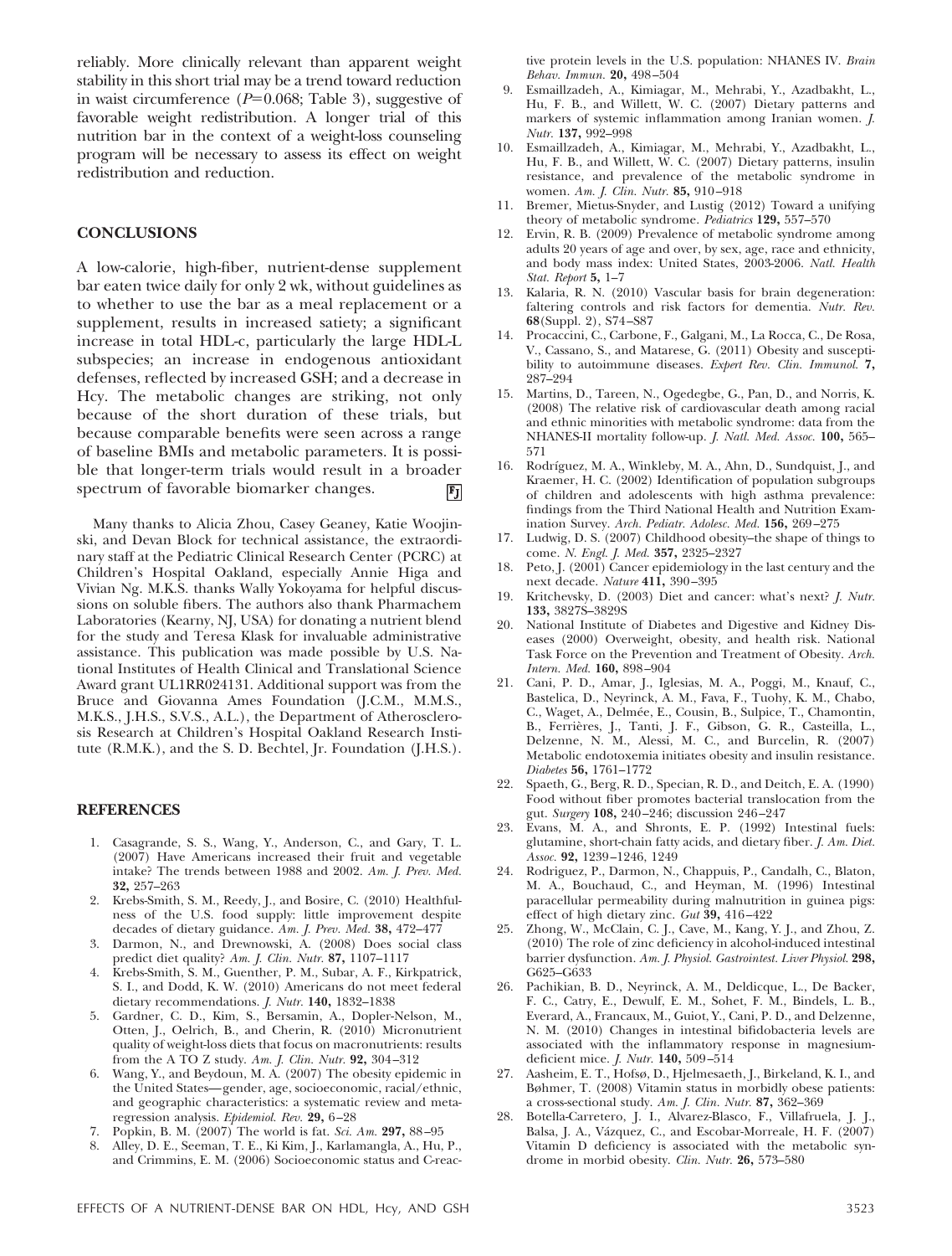reliably. More clinically relevant than apparent weight stability in this short trial may be a trend toward reduction in waist circumference ($P$=0.068; Table 3), suggestive of favorable weight redistribution. A longer trial of this nutrition bar in the context of a weight-loss counseling program will be necessary to assess its effect on weight redistribution and reduction.

## CONCLUSIONS

A low-calorie, high-fiber, nutrient-dense supplement bar eaten twice daily for only 2 wk, without guidelines as to whether to use the bar as a meal replacement or a supplement, results in increased satiety; a significant increase in total HDL-c, particularly the large HDL-L subspecies; an increase in endogenous antioxidant defenses, reflected by increased GSH; and a decrease in Hcy. The metabolic changes are striking, not only because of the short duration of these trials, but because comparable benefits were seen across a range of baseline BMIs and metabolic parameters. It is possible that longer-term trials would result in a broader spectrum of favorable biomarker changes.

Many thanks to Alicia Zhou, Casey Geaney, Katie Woojinski, and Devan Block for technical assistance, the extraordinary staff at the Pediatric Clinical Research Center (PCRC) at Children's Hospital Oakland, especially Annie Higa and Vivian Ng. M.K.S. thanks Wally Yokoyama for helpful discussions on soluble fibers. The authors also thank Pharmachem Laboratories (Kearny, NJ, USA) for donating a nutrient blend for the study and Teresa Klask for invaluable administrative assistance. This publication was made possible by U.S. National Institutes of Health Clinical and Translational Science Award grant UL1RR024131. Additional support was from the Bruce and Giovanna Ames Foundation (J.C.M., M.M.S., M.K.S., J.H.S., S.V.S., A.L.), the Department of Atherosclerosis Research at Children's Hospital Oakland Research Institute (R.M.K.), and the S. D. Bechtel, Jr. Foundation (J.H.S.).

## REFERENCES

1. Casagrande, S. S., Wang, Y., Anderson, C., and Gary, T. L. (2007) Have Americans increased their fruit and vegetable intake? The trends between 1988 and 2002. *Am. J. Prev. Med.* **32,** 257–263
2. Krebs-Smith, S. M., Reedy, J., and Bosire, C. (2010) Healthfulness of the U.S. food supply: little improvement despite decades of dietary guidance. *Am. J. Prev. Med.* **38,** 472–477
3. Darmon, N., and Drewnowski, A. (2008) Does social class predict diet quality? *Am. J. Clin. Nutr.* **87,** 1107–1117
4. Krebs-Smith, S. M., Guenther, P. M., Subar, A. F., Kirkpatrick, S. I., and Dodd, K. W. (2010) Americans do not meet federal dietary recommendations. *J. Nutr.* **140,** 1832–1838
5. Gardner, C. D., Kim, S., Bersamin, A., Dopler-Nelson, M., Otten, J., Oelrich, B., and Cherin, R. (2010) Micronutrient quality of weight-loss diets that focus on macronutrients: results from the A TO Z study. *Am. J. Clin. Nutr.* **92,** 304–312
6. Wang, Y., and Beydoun, M. A. (2007) The obesity epidemic in the United States—gender, age, socioeconomic, racial/ethnic, and geographic characteristics: a systematic review and meta-regression analysis. *Epidemiol. Rev.* **29,** 6–28
7. Popkin, B. M. (2007) The world is fat. *Sci. Am.* **297,** 88–95
8. Alley, D. E., Seeman, T. E., Ki Kim, J., Karlamangla, A., Hu, P., and Crimmins, E. M. (2006) Socioeconomic status and C-reactive protein levels in the U.S. population: NHANES IV. *Brain Behav. Immun.* **20,** 498–504
9. Esmaillzadeh, A., Kimiagar, M., Mehrabi, Y., Azadbakht, L., Hu, F. B., and Willett, W. C. (2007) Dietary patterns and markers of systemic inflammation among Iranian women. *J. Nutr.* **137,** 992–998
10. Esmaillzadeh, A., Kimiagar, M., Mehrabi, Y., Azadbakht, L., Hu, F. B., and Willett, W. C. (2007) Dietary patterns, insulin resistance, and prevalence of the metabolic syndrome in women. *Am. J. Clin. Nutr.* **85,** 910–918
11. Bremer, Mietus-Snyder, and Lustig (2012) Toward a unifying theory of metabolic syndrome. *Pediatrics* **129,** 557–570
12. Ervin, R. B. (2009) Prevalence of metabolic syndrome among adults 20 years of age and over, by sex, age, race and ethnicity, and body mass index: United States, 2003-2006. *Natl. Health Stat. Report* **5,** 1–7
13. Kalaria, R. N. (2010) Vascular basis for brain degeneration: faltering controls and risk factors for dementia. *Nutr. Rev.* **68**(Suppl. 2), S74–S87
14. Procaccini, C., Carbone, F., Galgani, M., La Rocca, C., De Rosa, V., Cassano, S., and Matarese, G. (2011) Obesity and susceptibility to autoimmune diseases. *Expert Rev. Clin. Immunol.* **7,** 287–294
15. Martins, D., Tareen, N., Ogedegbe, G., Pan, D., and Norris, K. (2008) The relative risk of cardiovascular death among racial and ethnic minorities with metabolic syndrome: data from the NHANES-II mortality follow-up. *J. Natl. Med. Assoc.* **100,** 565–571
16. Rodríguez, M. A., Winkleby, M. A., Ahn, D., Sundquist, J., and Kraemer, H. C. (2002) Identification of population subgroups of children and adolescents with high asthma prevalence: findings from the Third National Health and Nutrition Examination Survey. *Arch. Pediatr. Adolesc. Med.* **156,** 269–275
17. Ludwig, D. S. (2007) Childhood obesity–the shape of things to come. *N. Engl. J. Med.* **357,** 2325–2327
18. Peto, J. (2001) Cancer epidemiology in the last century and the next decade. *Nature* **411,** 390–395
19. Kritchevsky, D. (2003) Diet and cancer: what's next? *J. Nutr.* **133,** 3827S–3829S
20. National Institute of Diabetes and Digestive and Kidney Diseases (2000) Overweight, obesity, and health risk. National Task Force on the Prevention and Treatment of Obesity. *Arch. Intern. Med.* **160,** 898–904
21. Cani, P. D., Amar, J., Iglesias, M. A., Poggi, M., Knauf, C., Bastelica, D., Neyrinck, A. M., Fava, F., Tuohy, K. M., Chabo, C., Waget, A., Delmée, E., Cousin, B., Sulpice, T., Chamontin, B., Ferrières, J., Tanti, J. F., Gibson, G. R., Casteilla, L., Delzenne, N. M., Alessi, M. C., and Burcelin, R. (2007) Metabolic endotoxemia initiates obesity and insulin resistance. *Diabetes* **56,** 1761–1772
22. Spaeth, G., Berg, R. D., Specian, R. D., and Deitch, E. A. (1990) Food without fiber promotes bacterial translocation from the gut. *Surgery* **108,** 240–246; discussion 246–247
23. Evans, M. A., and Shronts, E. P. (1992) Intestinal fuels: glutamine, short-chain fatty acids, and dietary fiber. *J. Am. Diet. Assoc.* **92,** 1239–1246, 1249
24. Rodriguez, P., Darmon, N., Chappuis, P., Candalh, C., Blaton, M. A., Bouchaud, C., and Heyman, M. (1996) Intestinal paracellular permeability during malnutrition in guinea pigs: effect of high dietary zinc. *Gut* **39,** 416–422
25. Zhong, W., McClain, C. J., Cave, M., Kang, Y. J., and Zhou, Z. (2010) The role of zinc deficiency in alcohol-induced intestinal barrier dysfunction. *Am. J. Physiol. Gastrointest. Liver Physiol.* **298,** G625–G633
26. Pachikian, B. D., Neyrinck, A. M., Deldicque, L., De Backer, F. C., Catry, E., Dewulf, E. M., Sohet, F. M., Bindels, L. B., Everard, A., Francaux, M., Guiot, Y., Cani, P. D., and Delzenne, N. M. (2010) Changes in intestinal bifidobacteria levels are associated with the inflammatory response in magnesium-deficient mice. *J. Nutr.* **140,** 509–514
27. Aasheim, E. T., Hofsø, D., Hjelmesaeth, J., Birkeland, K. I., and Bøhmer, T. (2008) Vitamin status in morbidly obese patients: a cross-sectional study. *Am. J. Clin. Nutr.* **87,** 362–369
28. Botella-Carretero, J. I., Alvarez-Blasco, F., Villafruela, J. J., Balsa, J. A., Vázquez, C., and Escobar-Morreale, H. F. (2007) Vitamin D deficiency is associated with the metabolic syndrome in morbid obesity. *Clin. Nutr.* **26,** 573–580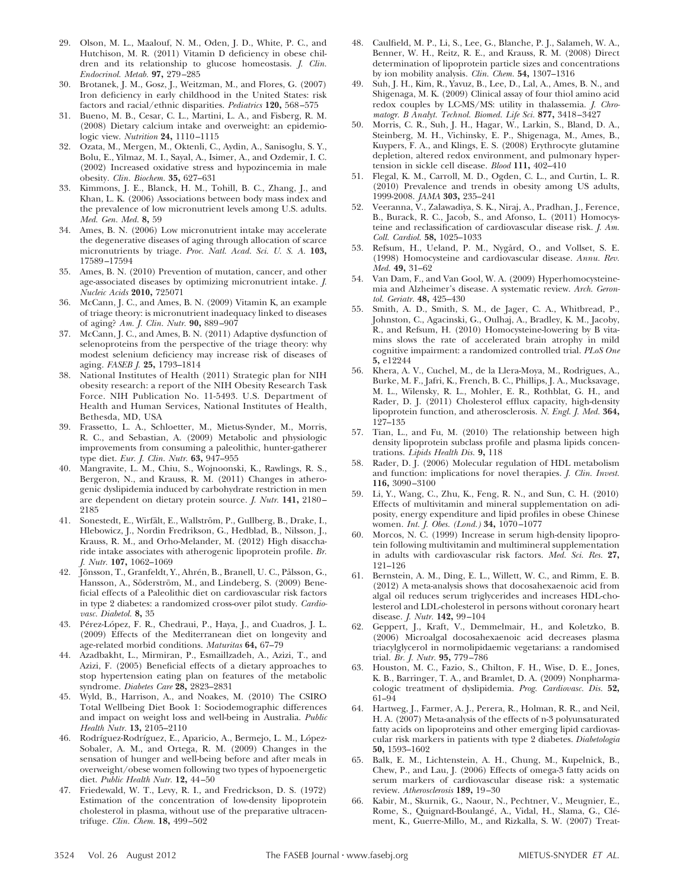29. Olson, M. L., Maalouf, N. M., Oden, J. D., White, P. C., and Hutchison, M. R. (2011) Vitamin D deficiency in obese children and its relationship to glucose homeostasis. *J. Clin. Endocrinol. Metab.* **97,** 279–285
30. Brotanek, J. M., Gosz, J., Weitzman, M., and Flores, G. (2007) Iron deficiency in early childhood in the United States: risk factors and racial/ethnic disparities. *Pediatrics* **120,** 568–575
31. Bueno, M. B., Cesar, C. L., Martini, L. A., and Fisberg, R. M. (2008) Dietary calcium intake and overweight: an epidemiologic view. *Nutrition* **24,** 1110–1115
32. Ozata, M., Mergen, M., Oktenli, C., Aydin, A., Sanisoglu, S. Y., Bolu, E., Yilmaz, M. I., Sayal, A., Isimer, A., and Ozdemir, I. C. (2002) Increased oxidative stress and hypozincemia in male obesity. *Clin. Biochem.* **35,** 627–631
33. Kimmons, J. E., Blanck, H. M., Tohill, B. C., Zhang, J., and Khan, L. K. (2006) Associations between body mass index and the prevalence of low micronutrient levels among U.S. adults. *Med. Gen. Med.* **8,** 59
34. Ames, B. N. (2006) Low micronutrient intake may accelerate the degenerative diseases of aging through allocation of scarce micronutrients by triage. *Proc. Natl. Acad. Sci. U. S. A.* **103,** 17589–17594
35. Ames, B. N. (2010) Prevention of mutation, cancer, and other age-associated diseases by optimizing micronutrient intake. *J. Nucleic Acids* **2010,** 725071
36. McCann, J. C., and Ames, B. N. (2009) Vitamin K, an example of triage theory: is micronutrient inadequacy linked to diseases of aging? *Am. J. Clin. Nutr.* **90,** 889–907
37. McCann, J. C., and Ames, B. N. (2011) Adaptive dysfunction of selenoproteins from the perspective of the triage theory: why modest selenium deficiency may increase risk of diseases of aging. *FASEB J.* **25,** 1793–1814
38. National Institutes of Health (2011) Strategic plan for NIH obesity research: a report of the NIH Obesity Research Task Force. NIH Publication No. 11-5493. U.S. Department of Health and Human Services, National Institutes of Health, Bethesda, MD, USA
39. Frassetto, L. A., Schloetter, M., Mietus-Synder, M., Morris, R. C., and Sebastian, A. (2009) Metabolic and physiologic improvements from consuming a paleolithic, hunter-gatherer type diet. *Eur. J. Clin. Nutr.* **63,** 947–955
40. Mangravite, L. M., Chiu, S., Wojnoonski, K., Rawlings, R. S., Bergeron, N., and Krauss, R. M. (2011) Changes in atherogenic dyslipidemia induced by carbohydrate restriction in men are dependent on dietary protein source. *J. Nutr.* **141,** 2180–2185
41. Sonestedt, E., Wirfält, E., Wallström, P., Gullberg, B., Drake, I., Hlebowicz, J., Nordin Fredrikson, G., Hedblad, B., Nilsson, J., Krauss, R. M., and Orho-Melander, M. (2012) High disaccharide intake associates with atherogenic lipoprotein profile. *Br. J. Nutr.* **107,** 1062–1069
42. Jönsson, T., Granfeldt, Y., Ahrén, B., Branell, U. C., Pålsson, G., Hansson, A., Söderström, M., and Lindeberg, S. (2009) Beneficial effects of a Paleolithic diet on cardiovascular risk factors in type 2 diabetes: a randomized cross-over pilot study. *Cardiovasc. Diabetol.* **8,** 35
43. Pérez-López, F. R., Chedraui, P., Haya, J., and Cuadros, J. L. (2009) Effects of the Mediterranean diet on longevity and age-related morbid conditions. *Maturitas* **64,** 67–79
44. Azadbakht, L., Mirmiran, P., Esmaillzadeh, A., Azizi, T., and Azizi, F. (2005) Beneficial effects of a dietary approaches to stop hypertension eating plan on features of the metabolic syndrome. *Diabetes Care* **28,** 2823–2831
45. Wyld, B., Harrison, A., and Noakes, M. (2010) The CSIRO Total Wellbeing Diet Book 1: Sociodemographic differences and impact on weight loss and well-being in Australia. *Public Health Nutr.* **13,** 2105–2110
46. Rodríguez-Rodríguez, E., Aparicio, A., Bermejo, L. M., López-Sobaler, A. M., and Ortega, R. M. (2009) Changes in the sensation of hunger and well-being before and after meals in overweight/obese women following two types of hypoenergetic diet. *Public Health Nutr.* **12,** 44–50
47. Friedewald, W. T., Levy, R. I., and Fredrickson, D. S. (1972) Estimation of the concentration of low-density lipoprotein cholesterol in plasma, without use of the preparative ultracentrifuge. *Clin. Chem.* **18,** 499–502
48. Caulfield, M. P., Li, S., Lee, G., Blanche, P. J., Salameh, W. A., Benner, W. H., Reitz, R. E., and Krauss, R. M. (2008) Direct determination of lipoprotein particle sizes and concentrations by ion mobility analysis. *Clin. Chem.* **54,** 1307–1316
49. Suh, J. H., Kim, R., Yavuz, B., Lee, D., Lal, A., Ames, B. N., and Shigenaga, M. K. (2009) Clinical assay of four thiol amino acid redox couples by LC-MS/MS: utility in thalassemia. *J. Chromatogr. B Analyt. Technol. Biomed. Life Sci.* **877,** 3418–3427
50. Morris, C. R., Suh, J. H., Hagar, W., Larkin, S., Bland, D. A., Steinberg, M. H., Vichinsky, E. P., Shigenaga, M., Ames, B., Kuypers, F. A., and Klings, E. S. (2008) Erythrocyte glutamine depletion, altered redox environment, and pulmonary hypertension in sickle cell disease. *Blood* **111,** 402–410
51. Flegal, K. M., Carroll, M. D., Ogden, C. L., and Curtin, L. R. (2010) Prevalence and trends in obesity among US adults, 1999-2008. *JAMA* **303,** 235–241
52. Veeranna, V., Zalawadiya, S. K., Niraj, A., Pradhan, J., Ference, B., Burack, R. C., Jacob, S., and Afonso, L. (2011) Homocysteine and reclassification of cardiovascular disease risk. *J. Am. Coll. Cardiol.* **58,** 1025–1033
53. Refsum, H., Ueland, P. M., Nygård, O., and Vollset, S. E. (1998) Homocysteine and cardiovascular disease. *Annu. Rev. Med.* **49,** 31–62
54. Van Dam, F., and Van Gool, W. A. (2009) Hyperhomocysteinemia and Alzheimer's disease. A systematic review. *Arch. Gerontol. Geriatr.* **48,** 425–430
55. Smith, A. D., Smith, S. M., de Jager, C. A., Whitbread, P., Johnston, C., Agacinski, G., Oulhaj, A., Bradley, K. M., Jacoby, R., and Refsum, H. (2010) Homocysteine-lowering by B vitamins slows the rate of accelerated brain atrophy in mild cognitive impairment: a randomized controlled trial. *PLoS One* **5,** e12244
56. Khera, A. V., Cuchel, M., de la Llera-Moya, M., Rodrigues, A., Burke, M. F., Jafri, K., French, B. C., Phillips, J. A., Mucksavage, M. L., Wilensky, R. L., Mohler, E. R., Rothblat, G. H., and Rader, D. J. (2011) Cholesterol efflux capacity, high-density lipoprotein function, and atherosclerosis. *N. Engl. J. Med.* **364,** 127–135
57. Tian, L., and Fu, M. (2010) The relationship between high density lipoprotein subclass profile and plasma lipids concentrations. *Lipids Health Dis.* **9,** 118
58. Rader, D. J. (2006) Molecular regulation of HDL metabolism and function: implications for novel therapies. *J. Clin. Invest.* **116,** 3090–3100
59. Li, Y., Wang, C., Zhu, K., Feng, R. N., and Sun, C. H. (2010) Effects of multivitamin and mineral supplementation on adiposity, energy expenditure and lipid profiles in obese Chinese women. *Int. J. Obes. (Lond.)* **34,** 1070–1077
60. Morcos, N. C. (1999) Increase in serum high-density lipoprotein following multivitamin and multimineral supplementation in adults with cardiovascular risk factors. *Med. Sci. Res.* **27,** 121–126
61. Bernstein, A. M., Ding, E. L., Willett, W. C., and Rimm, E. B. (2012) A meta-analysis shows that docosahexaenoic acid from algal oil reduces serum triglycerides and increases HDL-cholesterol and LDL-cholesterol in persons without coronary heart disease. *J. Nutr.* **142,** 99–104
62. Geppert, J., Kraft, V., Demmelmair, H., and Koletzko, B. (2006) Microalgal docosahexaenoic acid decreases plasma triacylglycerol in normolipidaemic vegetarians: a randomised trial. *Br. J. Nutr.* **95,** 779–786
63. Houston, M. C., Fazio, S., Chilton, F. H., Wise, D. E., Jones, K. B., Barringer, T. A., and Bramlet, D. A. (2009) Nonpharmacologic treatment of dyslipidemia. *Prog. Cardiovasc. Dis.* **52,** 61–94
64. Hartweg, J., Farmer, A. J., Perera, R., Holman, R. R., and Neil, H. A. (2007) Meta-analysis of the effects of n-3 polyunsaturated fatty acids on lipoproteins and other emerging lipid cardiovascular risk markers in patients with type 2 diabetes. *Diabetologia* **50,** 1593–1602
65. Balk, E. M., Lichtenstein, A. H., Chung, M., Kupelnick, B., Chew, P., and Lau, J. (2006) Effects of omega-3 fatty acids on serum markers of cardiovascular disease risk: a systematic review. *Atherosclerosis* **189,** 19–30
66. Kabir, M., Skurnik, G., Naour, N., Pechtner, V., Meugnier, E., Rome, S., Quignard-Boulangé, A., Vidal, H., Slama, G., Clément, K., Guerre-Millo, M., and Rizkalla, S. W. (2007) Treat-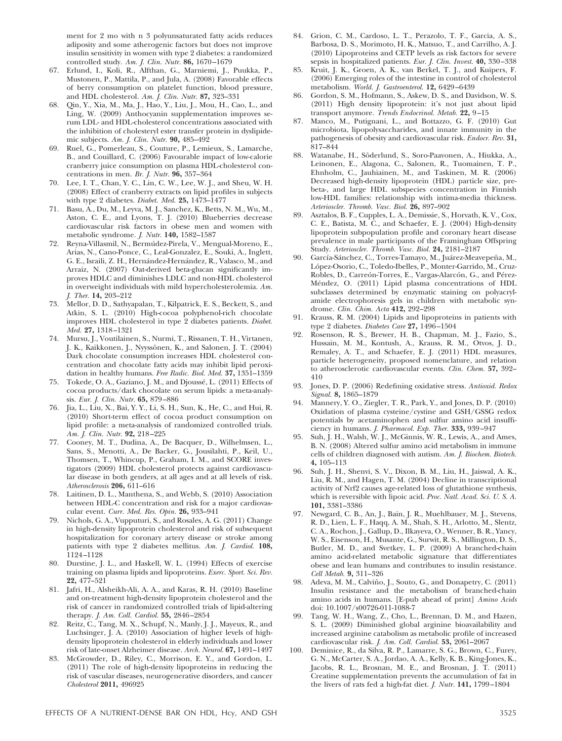ment for 2 mo with n 3 polyunsaturated fatty acids reduces adiposity and some atherogenic factors but does not improve insulin sensitivity in women with type 2 diabetes: a randomized controlled study. *Am. J. Clin. Nutr.* **86,** 1670–1679

67. Erlund, I., Koli, R., Alfthan, G., Marniemi, J., Puukka, P., Mustonen, P., Mattila, P., and Jula, A. (2008) Favorable effects of berry consumption on platelet function, blood pressure, and HDL cholesterol. *Am. J. Clin. Nutr.* **87,** 323–331
68. Qin, Y., Xia, M., Ma, J., Hao, Y., Liu, J., Mou, H., Cao, L., and Ling, W. (2009) Anthocyanin supplementation improves serum LDL- and HDL-cholesterol concentrations associated with the inhibition of cholesteryl ester transfer protein in dyslipidemic subjects. *Am. J. Clin. Nutr.* **90,** 485–492
69. Ruel, G., Pomerleau, S., Couture, P., Lemieux, S., Lamarche, B., and Couillard, C. (2006) Favourable impact of low-calorie cranberry juice consumption on plasma HDL-cholesterol concentrations in men. *Br. J. Nutr.* **96,** 357–364
70. Lee, I. T., Chan, Y. C., Lin, C. W., Lee, W. J., and Sheu, W. H. (2008) Effect of cranberry extracts on lipid profiles in subjects with type 2 diabetes. *Diabet. Med.* **25,** 1473–1477
71. Basu, A., Du, M., Leyva, M. J., Sanchez, K., Betts, N. M., Wu, M., Aston, C. E., and Lyons, T. J. (2010) Blueberries decrease cardiovascular risk factors in obese men and women with metabolic syndrome. *J. Nutr.* **140,** 1582–1587
72. Reyna-Villasmil, N., Bermúdez-Pirela, V., Mengual-Moreno, E., Arias, N., Cano-Ponce, C., Leal-Gonzalez, E., Souki, A., Inglett, G. E., Israili, Z. H., Hernández-Hernández, R., Valasco, M., and Arraiz, N. (2007) Oat-derived beta-glucan significantly improves HDLC and diminishes LDLC and non-HDL cholesterol in overweight individuals with mild hypercholesterolemia. *Am. J. Ther.* **14,** 203–212
73. Mellor, D. D., Sathyapalan, T., Kilpatrick, E. S., Beckett, S., and Atkin, S. L. (2010) High-cocoa polyphenol-rich chocolate improves HDL cholesterol in type 2 diabetes patients. *Diabet. Med.* **27,** 1318–1321
74. Mursu, J., Voutilainen, S., Nurmi, T., Rissanen, T. H., Virtanen, J. K., Kaikkonen, J., Nyyssönen, K., and Salonen, J. T. (2004) Dark chocolate consumption increases HDL cholesterol concentration and chocolate fatty acids may inhibit lipid peroxidation in healthy humans. *Free Radic. Biol. Med.* **37,** 1351–1359
75. Tokede, O. A., Gaziano, J. M., and Djoussé, L. (2011) Effects of cocoa products/dark chocolate on serum lipids: a meta-analysis. *Eur. J. Clin. Nutr.* **65,** 879–886
76. Jia, L., Liu, X., Bai, Y. Y., Li, S. H., Sun, K., He, C., and Hui, R. (2010) Short-term effect of cocoa product consumption on lipid profile: a meta-analysis of randomized controlled trials. *Am. J. Clin. Nutr.* **92,** 218–225
77. Cooney, M. T., Dudina, A., De Bacquer, D., Wilhelmsen, L., Sans, S., Menotti, A., De Backer, G., Jousilahti, P., Keil, U., Thomsen, T., Whincup, P., Graham, I. M., and SCORE investigators (2009) HDL cholesterol protects against cardiovascular disease in both genders, at all ages and at all levels of risk. *Atherosclerosis* **206,** 611–616
78. Laitinen, D. L., Manthena, S., and Webb, S. (2010) Association between HDL-C concentration and risk for a major cardiovascular event. *Curr. Med. Res. Opin.* **26,** 933–941
79. Nichols, G. A., Vupputuri, S., and Rosales, A. G. (2011) Change in high-density lipoprotein cholesterol and risk of subsequent hospitalization for coronary artery disease or stroke among patients with type 2 diabetes mellitus. *Am. J. Cardiol.* **108,** 1124–1128
80. Durstine, J. L., and Haskell, W. L. (1994) Effects of exercise training on plasma lipids and lipoproteins. *Exerc. Sport. Sci. Rev.* **22,** 477–521
81. Jafri, H., Alsheikh-Ali, A. A., and Karas, R. H. (2010) Baseline and on-treatment high-density lipoprotein cholesterol and the risk of cancer in randomized controlled trials of lipid-altering therapy. *J. Am. Coll. Cardiol.* **55,** 2846–2854
82. Reitz, C., Tang, M. X., Schupf, N., Manly, J. J., Mayeux, R., and Luchsinger, J. A. (2010) Association of higher levels of high-density lipoprotein cholesterol in elderly individuals and lower risk of late-onset Alzheimer disease. *Arch. Neurol.* **67,** 1491–1497
83. McGrowder, D., Riley, C., Morrison, E. Y., and Gordon, L. (2011) The role of high-density lipoproteins in reducing the risk of vascular diseases, neurogenerative disorders, and cancer *Cholesterol* **2011,** 496925
84. Grion, C. M., Cardoso, L. T., Perazolo, T. F., Garcia, A. S., Barbosa, D. S., Morimoto, H. K., Matsuo, T., and Carrilho, A. J. (2010) Lipoproteins and CETP levels as risk factors for severe sepsis in hospitalized patients. *Eur. J. Clin. Invest.* **40,** 330–338
85. Kruit, J. K., Groen, A. K., van Berkel, T. J., and Kuipers, F. (2006) Emerging roles of the intestine in control of cholesterol metabolism. *World. J. Gastroenterol.* **12,** 6429–6439
86. Gordon, S. M., Hofmann, S., Askew, D. S., and Davidson, W. S. (2011) High density lipoprotein: it's not just about lipid transport anymore. *Trends Endocrinol. Metab.* **22,** 9–15
87. Manco, M., Putignani, L., and Bottazzo, G. F. (2010) Gut microbiota, lipopolysaccharides, and innate immunity in the pathogenesis of obesity and cardiovascular risk. *Endocr. Rev.* **31,** 817–844
88. Watanabe, H., Söderlund, S., Soro-Paavonen, A., Hiukka, A., Leinonen, E., Alagona, C., Salonen, R., Tuomainen, T. P., Ehnholm, C., Jauhiainen, M., and Taskinen, M. R. (2006) Decreased high-density lipoprotein (HDL) particle size, prebeta-, and large HDL subspecies concentration in Finnish low-HDL families: relationship with intima-media thickness. *Arterioscler. Thromb. Vasc. Biol.* **26,** 897–902
89. Asztalos, B. F., Cupples, L. A., Demissie, S., Horvath, K. V., Cox, C. E., Batista, M. C., and Schaefer, E. J. (2004) High-density lipoprotein subpopulation profile and coronary heart disease prevalence in male participants of the Framingham Offspring Study. *Arterioscler. Thromb. Vasc. Biol.* **24,** 2181–2187
90. García-Sánchez, C., Torres-Tamayo, M., Juárez-Meavepeña, M., López-Osorio, C., Toledo-Ibelles, P., Monter-Garrido, M., Cruz-Robles, D., Carreón-Torres, E., Vargas-Alarcón, G., and Pérez-Méndez, O. (2011) Lipid plasma concentrations of HDL subclasses determined by enzymatic staining on polyacrylamide electrophoresis gels in children with metabolic syndrome. *Clin. Chim. Acta* **412,** 292–298
91. Krauss, R. M. (2004) Lipids and lipoproteins in patients with type 2 diabetes. *Diabetes Care* **27,** 1496–1504
92. Rosenson, R. S., Brewer, H. B., Chapman, M. J., Fazio, S., Hussain, M. M., Kontush, A., Krauss, R. M., Otvos, J. D., Remaley, A. T., and Schaefer, E. J. (2011) HDL measures, particle heterogeneity, proposed nomenclature, and relation to atherosclerotic cardiovascular events. *Clin. Chem.* **57,** 392–410
93. Jones, D. P. (2006) Redefining oxidative stress. *Antioxid. Redox Signal.* **8,** 1865–1879
94. Mannery, Y. O., Ziegler, T. R., Park, Y., and Jones, D. P. (2010) Oxidation of plasma cysteine/cystine and GSH/GSSG redox potentials by acetaminophen and sulfur amino acid insufficiency in humans. *J. Pharmacol. Exp. Ther.* **333,** 939–947
95. Suh, J. H., Walsh, W. J., McGinnis, W. R., Lewis, A., and Ames, B. N. (2008) Altered sulfur amino acid metabolism in immune cells of children diagnosed with autism. *Am. J. Biochem. Biotech.* **4,** 105–113
96. Suh, J. H., Shenvi, S. V., Dixon, B. M., Liu, H., Jaiswal, A. K., Liu, R. M., and Hagen, T. M. (2004) Decline in transcriptional activity of Nrf2 causes age-related loss of glutathione synthesis, which is reversible with lipoic acid. *Proc. Natl. Acad. Sci. U. S. A.* **101,** 3381–3386
97. Newgard, C. B., An, J., Bain, J. R., Muehlbauer, M. J., Stevens, R. D., Lien, L. F., Haqq, A. M., Shah, S. H., Arlotto, M., Slentz, C. A., Rochon, J., Gallup, D., Ilkayeva, O., Wenner, B. R., Yancy, W. S., Eisenson, H., Musante, G., Surwit, R. S., Millington, D. S., Butler, M. D., and Svetkey, L. P. (2009) A branched-chain amino acid-related metabolic signature that differentiates obese and lean humans and contributes to insulin resistance. *Cell Metab.* **9,** 311–326
98. Adeva, M. M., Calviño, J., Souto, G., and Donapetry, C. (2011) Insulin resistance and the metabolism of branched-chain amino acids in humans. [E-pub ahead of print] *Amino Acids* doi: 10.1007/s00726-011-1088-7
99. Tang, W. H., Wang, Z., Cho, L., Brennan, D. M., and Hazen, S. L. (2009) Diminished global arginine bioavailability and increased arginine catabolism as metabolic profile of increased cardiovascular risk. *J. Am. Coll. Cardiol.* **53,** 2061–2067
100. Deminice, R., da Silva, R. P., Lamarre, S. G., Brown, C., Furey, G. N., McCarter, S. A., Jordao, A. A., Kelly, K. B., King-Jones, K., Jacobs, R. L., Brosnan, M. E., and Brosnan, J. T. (2011) Creatine supplementation prevents the accumulation of fat in the livers of rats fed a high-fat diet. *J. Nutr.* **141,** 1799–1804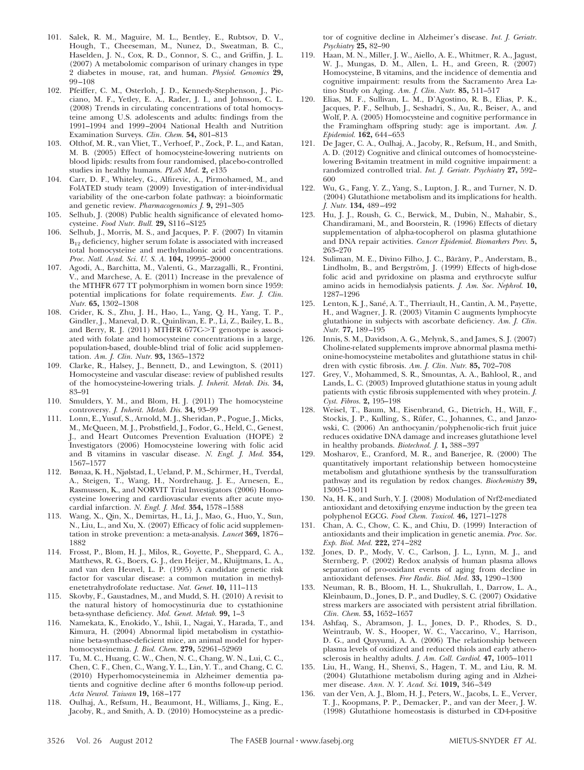101. Salek, R. M., Maguire, M. L., Bentley, E., Rubtsov, D. V., Hough, T., Cheeseman, M., Nunez, D., Sweatman, B. C., Haselden, J. N., Cox, R. D., Connor, S. C., and Griffin, J. L. (2007) A metabolomic comparison of urinary changes in type 2 diabetes in mouse, rat, and human. *Physiol. Genomics* **29,** 99–108
102. Pfeiffer, C. M., Osterloh, J. D., Kennedy-Stephenson, J., Picciano, M. F., Yetley, E. A., Rader, J. I., and Johnson, C. L. (2008) Trends in circulating concentrations of total homocysteine among U.S. adolescents and adults: findings from the 1991–1994 and 1999–2004 National Health and Nutrition Examination Surveys. *Clin. Chem.* **54,** 801–813
103. Olthof, M. R., van Vliet, T., Verhoef, P., Zock, P. L., and Katan, M. B. (2005) Effect of homocysteine-lowering nutrients on blood lipids: results from four randomised, placebo-controlled studies in healthy humans. *PLoS Med.* **2,** e135
104. Carr, D. F., Whiteley, G., Alfirevic, A., Pirmohamed, M., and FolATED study team (2009) Investigation of inter-individual variability of the one-carbon folate pathway: a bioinformatic and genetic review. *Pharmacogenomics J.* **9,** 291–305
105. Selhub, J. (2008) Public health significance of elevated homocysteine. *Food Nutr. Bull.* **29,** S116–S125
106. Selhub, J., Morris, M. S., and Jacques, P. F. (2007) In vitamin $B_{12}$ deficiency, higher serum folate is associated with increased total homocysteine and methylmalonic acid concentrations. *Proc. Natl. Acad. Sci. U. S. A.* **104,** 19995–20000
107. Agodi, A., Barchitta, M., Valenti, G., Marzagalli, R., Frontini, V., and Marchese, A. E. (2011) Increase in the prevalence of the MTHFR 677 TT polymorphism in women born since 1959: potential implications for folate requirements. *Eur. J. Clin. Nutr.* **65,** 1302–1308
108. Crider, K. S., Zhu, J. H., Hao, L., Yang, Q. H., Yang, T. P., Gindler, J., Maneval, D. R., Quinlivan, E. P., Li, Z., Bailey, L. B., and Berry, R. J. (2011) MTHFR 677C->T genotype is associated with folate and homocysteine concentrations in a large, population-based, double-blind trial of folic acid supplementation. *Am. J. Clin. Nutr.* **93,** 1365–1372
109. Clarke, R., Halsey, J., Bennett, D., and Lewington, S. (2011) Homocysteine and vascular disease: review of published results of the homocysteine-lowering trials. *J. Inherit. Metab. Dis.* **34,** 83–91
110. Smulders, Y. M., and Blom, H. J. (2011) The homocysteine controversy. *J. Inherit. Metab. Dis.* **34,** 93–99
111. Lonn, E., Yusuf, S., Arnold, M. J., Sheridan, P., Pogue, J., Micks, M., McQueen, M. J., Probstfield, J., Fodor, G., Held, C., Genest, J., and Heart Outcomes Prevention Evaluation (HOPE) 2 Investigators (2006) Homocysteine lowering with folic acid and B vitamins in vascular disease. *N. Engl. J. Med.* **354,** 1567–1577
112. Bønaa, K. H., Njølstad, I., Ueland, P. M., Schirmer, H., Tverdal, A., Steigen, T., Wang, H., Nordrehaug, J. E., Arnesen, E., Rasmussen, K., and NORVIT Trial Investigators (2006) Homocysteine lowering and cardiovascular events after acute myocardial infarction. *N. Engl. J. Med.* **354,** 1578–1588
113. Wang, X., Qin, X., Demirtas, H., Li, J., Mao, G., Huo, Y., Sun, N., Liu, L., and Xu, X. (2007) Efficacy of folic acid supplementation in stroke prevention: a meta-analysis. *Lancet* **369,** 1876–1882
114. Frosst, P., Blom, H. J., Milos, R., Goyette, P., Sheppard, C. A., Matthews, R. G., Boers, G. J., den Heijer, M., Kluijtmans, L. A., and van den Heuvel, L. P. (1995) A candidate genetic risk factor for vascular disease: a common mutation in methylenetetrahydrofolate reductase. *Nat. Genet.* **10,** 111–113
115. Skovby, F., Gaustadnes, M., and Mudd, S. H. (2010) A revisit to the natural history of homocystinuria due to cystathionine beta-synthase deficiency. *Mol. Genet. Metab.* **99,** 1–3
116. Namekata, K., Enokido, Y., Ishii, I., Nagai, Y., Harada, T., and Kimura, H. (2004) Abnormal lipid metabolism in cystathionine beta-synthase-deficient mice, an animal model for hyperhomocysteinemia. *J. Biol. Chem.* **279,** 52961–52969
117. Tu, M. C., Huang, C. W., Chen, N. C., Chang, W. N., Lui, C. C., Chen, C. F., Chen, C., Wang, Y. L., Lin, Y. T., and Chang, C. C. (2010) Hyperhomocysteinemia in Alzheimer dementia patients and cognitive decline after 6 months follow-up period. *Acta Neurol. Taiwan* **19,** 168–177
118. Oulhaj, A., Refsum, H., Beaumont, H., Williams, J., King, E., Jacoby, R., and Smith, A. D. (2010) Homocysteine as a predictor of cognitive decline in Alzheimer's disease. *Int. J. Geriatr. Psychiatry* **25,** 82–90
119. Haan, M. N., Miller, J. W., Aiello, A. E., Whitmer, R. A., Jagust, W. J., Mungas, D. M., Allen, L. H., and Green, R. (2007) Homocysteine, B vitamins, and the incidence of dementia and cognitive impairment: results from the Sacramento Area Latino Study on Aging. *Am. J. Clin. Nutr.* **85,** 511–517
120. Elias, M. F., Sullivan, L. M., D'Agostino, R. B., Elias, P. K., Jacques, P. F., Selhub, J., Seshadri, S., Au, R., Beiser, A., and Wolf, P. A. (2005) Homocysteine and cognitive performance in the Framingham offspring study: age is important. *Am. J. Epidemiol.* **162,** 644–653
121. De Jager, C. A., Oulhaj, A., Jacoby, R., Refsum, H., and Smith, A. D. (2012) Cognitive and clinical outcomes of homocysteine-lowering B-vitamin treatment in mild cognitive impairment: a randomized controlled trial. *Int. J. Geriatr. Psychiatry* **27,** 592–600
122. Wu, G., Fang, Y. Z., Yang, S., Lupton, J. R., and Turner, N. D. (2004) Glutathione metabolism and its implications for health. *J. Nutr.* **134,** 489–492
123. Hu, J. J., Roush, G. C., Berwick, M., Dubin, N., Mahabir, S., Chandiramani, M., and Boorstein, R. (1996) Effects of dietary supplementation of alpha-tocopherol on plasma glutathione and DNA repair activities. *Cancer Epidemiol. Biomarkers Prev.* **5,** 263–270
124. Suliman, M. E., Divino Filho, J. C., Bàràny, P., Anderstam, B., Lindholm, B., and Bergström, J. (1999) Effects of high-dose folic acid and pyridoxine on plasma and erythrocyte sulfur amino acids in hemodialysis patients. *J. Am. Soc. Nephrol.* **10,** 1287–1296
125. Lenton, K. J., Sané, A. T., Therriault, H., Cantin, A. M., Payette, H., and Wagner, J. R. (2003) Vitamin C augments lymphocyte glutathione in subjects with ascorbate deficiency. *Am. J. Clin. Nutr.* **77,** 189–195
126. Innis, S. M., Davidson, A. G., Melynk, S., and James, S. J. (2007) Choline-related supplements improve abnormal plasma methionine-homocysteine metabolites and glutathione status in children with cystic fibrosis. *Am. J. Clin. Nutr.* **85,** 702–708
127. Grey, V., Mohammed, S. R., Smountas, A. A., Bahlool, R., and Lands, L. C. (2003) Improved glutathione status in young adult patients with cystic fibrosis supplemented with whey protein. *J. Cyst. Fibros.* **2,** 195–198
128. Weisel, T., Baum, M., Eisenbrand, G., Dietrich, H., Will, F., Stockis, J. P., Kulling, S., Rüfer, C., Johannes, C., and Janzowski, C. (2006) An anthocyanin/polyphenolic-rich fruit juice reduces oxidative DNA damage and increases glutathione level in healthy probands. *Biotechnol. J.* **1,** 388–397
129. Mosharov, E., Cranford, M. R., and Banerjee, R. (2000) The quantitatively important relationship between homocysteine metabolism and glutathione synthesis by the transsulfuration pathway and its regulation by redox changes. *Biochemistry* **39,** 13005–13011
130. Na, H. K., and Surh, Y. J. (2008) Modulation of Nrf2-mediated antioxidant and detoxifying enzyme induction by the green tea polyphenol EGCG. *Food Chem. Toxicol.* **46,** 1271–1278
131. Chan, A. C., Chow, C. K., and Chiu, D. (1999) Interaction of antioxidants and their implication in genetic anemia. *Proc. Soc. Exp. Biol. Med.* **222,** 274–282
132. Jones, D. P., Mody, V. C., Carlson, J. L., Lynn, M. J., and Sternberg, P. (2002) Redox analysis of human plasma allows separation of pro-oxidant events of aging from decline in antioxidant defenses. *Free Radic. Biol. Med.* **33,** 1290–1300
133. Neuman, R. B., Bloom, H. L., Shukrullah, I., Darrow, L. A., Kleinbaum, D., Jones, D. P., and Dudley, S. C. (2007) Oxidative stress markers are associated with persistent atrial fibrillation. *Clin. Chem.* **53,** 1652–1657
134. Ashfaq, S., Abramson, J. L., Jones, D. P., Rhodes, S. D., Weintraub, W. S., Hooper, W. C., Vaccarino, V., Harrison, D. G., and Quyyumi, A. A. (2006) The relationship between plasma levels of oxidized and reduced thiols and early atherosclerosis in healthy adults. *J. Am. Coll. Cardiol.* **47,** 1005–1011
135. Liu, H., Wang, H., Shenvi, S., Hagen, T. M., and Liu, R. M. (2004) Glutathione metabolism during aging and in Alzheimer disease. *Ann. N. Y. Acad. Sci.* **1019,** 346–349
136. van der Ven, A. J., Blom, H. J., Peters, W., Jacobs, L. E., Verver, T. J., Koopmans, P. P., Demacker, P., and van der Meer, J. W. (1998) Glutathione homeostasis is disturbed in CD4-positive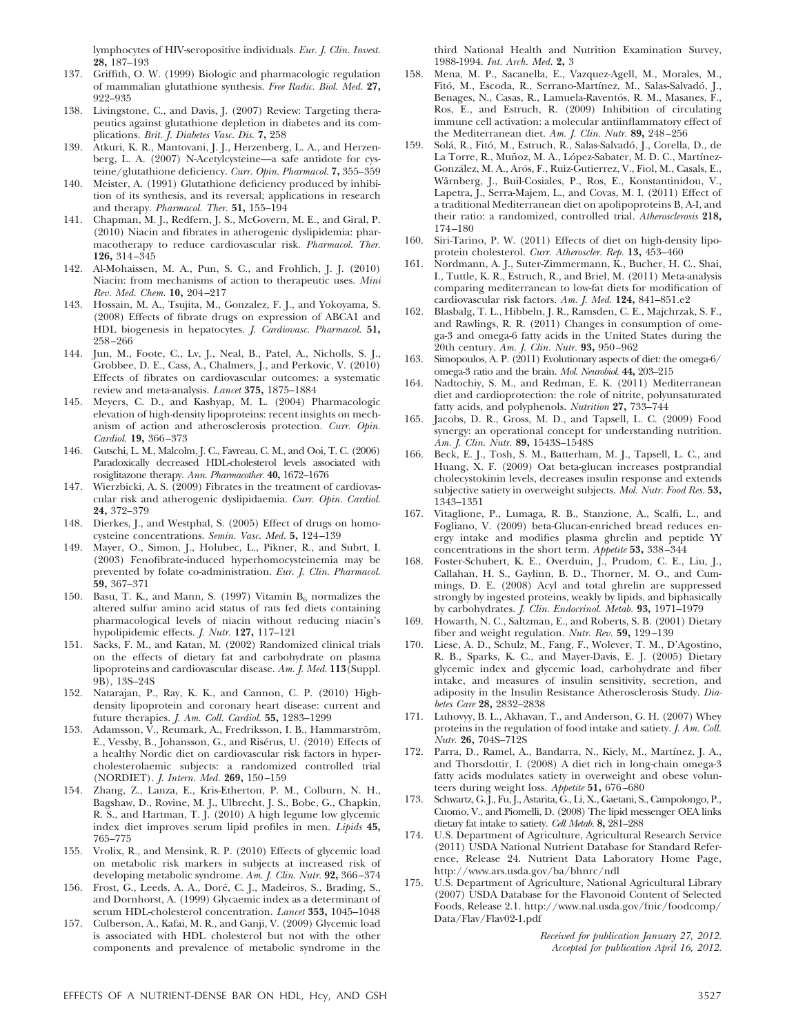lymphocytes of HIV-seropositive individuals. *Eur. J. Clin. Invest.* **28,** 187–193

137. Griffith, O. W. (1999) Biologic and pharmacologic regulation of mammalian glutathione synthesis. *Free Radic. Biol. Med.* **27,** 922–935
138. Livingstone, C., and Davis, J. (2007) Review: Targeting therapeutics against glutathione depletion in diabetes and its complications. *Brit. J. Diabetes Vasc. Dis.* **7,** 258
139. Atkuri, K. R., Mantovani, J. J., Herzenberg, L. A., and Herzenberg, L. A. (2007) N-Acetylcysteine—a safe antidote for cysteine/glutathione deficiency. *Curr. Opin. Pharmacol.* **7,** 355–359
140. Meister, A. (1991) Glutathione deficiency produced by inhibition of its synthesis, and its reversal; applications in research and therapy. *Pharmacol. Ther.* **51,** 155–194
141. Chapman, M. J., Redfern, J. S., McGovern, M. E., and Giral, P. (2010) Niacin and fibrates in atherogenic dyslipidemia: pharmacotherapy to reduce cardiovascular risk. *Pharmacol. Ther.* **126,** 314–345
142. Al-Mohaissen, M. A., Pun, S. C., and Frohlich, J. J. (2010) Niacin: from mechanisms of action to therapeutic uses. *Mini Rev. Med. Chem.* **10,** 204–217
143. Hossain, M. A., Tsujita, M., Gonzalez, F. J., and Yokoyama, S. (2008) Effects of fibrate drugs on expression of ABCA1 and HDL biogenesis in hepatocytes. *J. Cardiovasc. Pharmacol.* **51,** 258–266
144. Jun, M., Foote, C., Lv, J., Neal, B., Patel, A., Nicholls, S. J., Grobbee, D. E., Cass, A., Chalmers, J., and Perkovic, V. (2010) Effects of fibrates on cardiovascular outcomes: a systematic review and meta-analysis. *Lancet* **375,** 1875–1884
145. Meyers, C. D., and Kashyap, M. L. (2004) Pharmacologic elevation of high-density lipoproteins: recent insights on mechanism of action and atherosclerosis protection. *Curr. Opin. Cardiol.* **19,** 366–373
146. Gutschi, L. M., Malcolm, J. C., Favreau, C. M., and Ooi, T. C. (2006) Paradoxically decreased HDL-cholesterol levels associated with rosiglitazone therapy. *Ann. Pharmacother.* **40,** 1672–1676
147. Wierzbicki, A. S. (2009) Fibrates in the treatment of cardiovascular risk and atherogenic dyslipidaemia. *Curr. Opin. Cardiol.* **24,** 372–379
148. Dierkes, J., and Westphal, S. (2005) Effect of drugs on homocysteine concentrations. *Semin. Vasc. Med.* **5,** 124–139
149. Mayer, O., Simon, J., Holubec, L., Pikner, R., and Subrt, I. (2003) Fenofibrate-induced hyperhomocysteinemia may be prevented by folate co-administration. *Eur. J. Clin. Pharmacol.* **59,** 367–371
150. Basu, T. K., and Mann, S. (1997) Vitamin $B_6$ normalizes the altered sulfur amino acid status of rats fed diets containing pharmacological levels of niacin without reducing niacin's hypolipidemic effects. *J. Nutr.* **127,** 117–121
151. Sacks, F. M., and Katan, M. (2002) Randomized clinical trials on the effects of dietary fat and carbohydrate on plasma lipoproteins and cardiovascular disease. *Am. J. Med.* **113**(Suppl. 9B), 13S–24S
152. Natarajan, P., Ray, K. K., and Cannon, C. P. (2010) High-density lipoprotein and coronary heart disease: current and future therapies. *J. Am. Coll. Cardiol.* **55,** 1283–1299
153. Adamsson, V., Reumark, A., Fredriksson, I. B., Hammarström, E., Vessby, B., Johansson, G., and Risérus, U. (2010) Effects of a healthy Nordic diet on cardiovascular risk factors in hypercholesterolaemic subjects: a randomized controlled trial (NORDIET). *J. Intern. Med.* **269,** 150–159
154. Zhang, Z., Lanza, E., Kris-Etherton, P. M., Colburn, N. H., Bagshaw, D., Rovine, M. J., Ulbrecht, J. S., Bobe, G., Chapkin, R. S., and Hartman, T. J. (2010) A high legume low glycemic index diet improves serum lipid profiles in men. *Lipids* **45,** 765–775
155. Vrolix, R., and Mensink, R. P. (2010) Effects of glycemic load on metabolic risk markers in subjects at increased risk of developing metabolic syndrome. *Am. J. Clin. Nutr.* **92,** 366–374
156. Frost, G., Leeds, A. A., Doré, C. J., Madeiros, S., Brading, S., and Dornhorst, A. (1999) Glycaemic index as a determinant of serum HDL-cholesterol concentration. *Lancet* **353,** 1045–1048
157. Culberson, A., Kafai, M. R., and Ganji, V. (2009) Glycemic load is associated with HDL cholesterol but not with the other components and prevalence of metabolic syndrome in the third National Health and Nutrition Examination Survey, 1988-1994. *Int. Arch. Med.* **2,** 3
158. Mena, M. P., Sacanella, E., Vazquez-Agell, M., Morales, M., Fitó, M., Escoda, R., Serrano-Martínez, M., Salas-Salvadó, J., Benages, N., Casas, R., Lamuela-Raventós, R. M., Masanes, F., Ros, E., and Estruch, R. (2009) Inhibition of circulating immune cell activation: a molecular antiinflammatory effect of the Mediterranean diet. *Am. J. Clin. Nutr.* **89,** 248–256
159. Solá, R., Fitó, M., Estruch, R., Salas-Salvadó, J., Corella, D., de La Torre, R., Muñoz, M. A., López-Sabater, M. D. C., Martínez-González, M. A., Arós, F., Ruiz-Gutierrez, V., Fiol, M., Casals, E., Wärnberg, J., Buil-Cosiales, P., Ros, E., Konstantinidou, V., Lapetra, J., Serra-Majem, L., and Covas, M. I. (2011) Effect of a traditional Mediterranean diet on apolipoproteins B, A-I, and their ratio: a randomized, controlled trial. *Atherosclerosis* **218,** 174–180
160. Siri-Tarino, P. W. (2011) Effects of diet on high-density lipoprotein cholesterol. *Curr. Atheroscler. Rep.* **13,** 453–460
161. Nordmann, A. J., Suter-Zimmermann, K., Bucher, H. C., Shai, I., Tuttle, K. R., Estruch, R., and Briel, M. (2011) Meta-analysis comparing mediterranean to low-fat diets for modification of cardiovascular risk factors. *Am. J. Med.* **124,** 841–851.e2
162. Blasbalg, T. L., Hibbeln, J. R., Ramsden, C. E., Majchrzak, S. F., and Rawlings, R. R. (2011) Changes in consumption of omega-3 and omega-6 fatty acids in the United States during the 20th century. *Am. J. Clin. Nutr.* **93,** 950–962
163. Simopoulos, A. P. (2011) Evolutionary aspects of diet: the omega-6/omega-3 ratio and the brain. *Mol. Neurobiol.* **44,** 203–215
164. Nadtochiy, S. M., and Redman, E. K. (2011) Mediterranean diet and cardioprotection: the role of nitrite, polyunsaturated fatty acids, and polyphenols. *Nutrition* **27,** 733–744
165. Jacobs, D. R., Gross, M. D., and Tapsell, L. C. (2009) Food synergy: an operational concept for understanding nutrition. *Am. J. Clin. Nutr.* **89,** 1543S–1548S
166. Beck, E. J., Tosh, S. M., Batterham, M. J., Tapsell, L. C., and Huang, X. F. (2009) Oat beta-glucan increases postprandial cholecystokinin levels, decreases insulin response and extends subjective satiety in overweight subjects. *Mol. Nutr. Food Res.* **53,** 1343–1351
167. Vitaglione, P., Lumaga, R. B., Stanzione, A., Scalfi, L., and Fogliano, V. (2009) beta-Glucan-enriched bread reduces energy intake and modifies plasma ghrelin and peptide YY concentrations in the short term. *Appetite* **53,** 338–344
168. Foster-Schubert, K. E., Overduin, J., Prudom, C. E., Liu, J., Callahan, H. S., Gaylinn, B. D., Thorner, M. O., and Cummings, D. E. (2008) Acyl and total ghrelin are suppressed strongly by ingested proteins, weakly by lipids, and biphasically by carbohydrates. *J. Clin. Endocrinol. Metab.* **93,** 1971–1979
169. Howarth, N. C., Saltzman, E., and Roberts, S. B. (2001) Dietary fiber and weight regulation. *Nutr. Rev.* **59,** 129–139
170. Liese, A. D., Schulz, M., Fang, F., Wolever, T. M., D'Agostino, R. B., Sparks, K. C., and Mayer-Davis, E. J. (2005) Dietary glycemic index and glycemic load, carbohydrate and fiber intake, and measures of insulin sensitivity, secretion, and adiposity in the Insulin Resistance Atherosclerosis Study. *Diabetes Care* **28,** 2832–2838
171. Luhovyy, B. L., Akhavan, T., and Anderson, G. H. (2007) Whey proteins in the regulation of food intake and satiety. *J. Am. Coll. Nutr.* **26,** 704S–712S
172. Parra, D., Ramel, A., Bandarra, N., Kiely, M., Martínez, J. A., and Thorsdottir, I. (2008) A diet rich in long-chain omega-3 fatty acids modulates satiety in overweight and obese volunteers during weight loss. *Appetite* **51,** 676–680
173. Schwartz, G. J., Fu, J., Astarita, G., Li, X., Gaetani, S., Campolongo, P., Cuomo, V., and Piomelli, D. (2008) The lipid messenger OEA links dietary fat intake to satiety. *Cell Metab.* **8,** 281–288
174. U.S. Department of Agriculture, Agricultural Research Service (2011) USDA National Nutrient Database for Standard Reference, Release 24. Nutrient Data Laboratory Home Page, http://www.ars.usda.gov/ba/bhnrc/ndl
175. U.S. Department of Agriculture, National Agricultural Library (2007) USDA Database for the Flavonoid Content of Selected Foods, Release 2.1. http://www.nal.usda.gov/fnic/foodcomp/Data/Flav/Flav02-1.pdf

*Received for publication January 27, 2012.*
*Accepted for publication April 16, 2012.*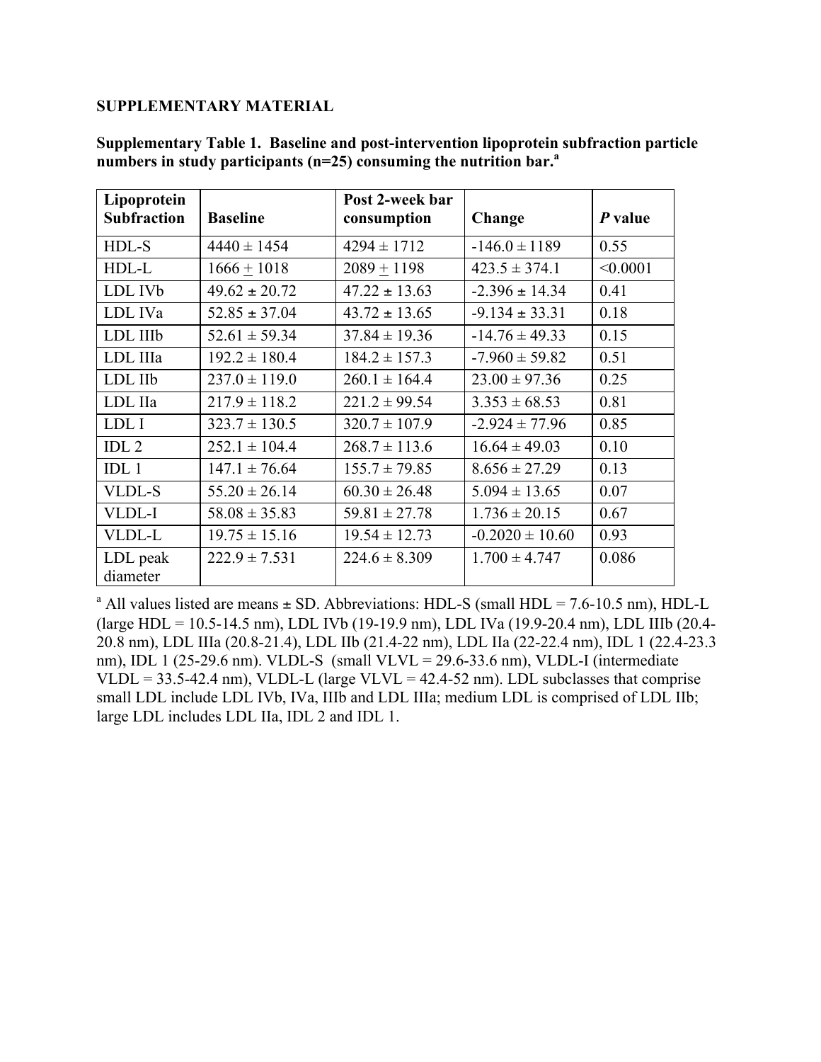**SUPPLEMENTARY MATERIAL**

**Supplementary Table 1. Baseline and post-intervention lipoprotein subfraction particle numbers in study participants (n=25) consuming the nutrition bar.[a]**

| Lipoprotein Subfraction | Baseline | Post 2-week bar consumption | Change | *P* value |
|---|---|---|---|---|
| HDL-S | 4440 ± 1454 | 4294 ± 1712 | -146.0 ± 1189 | 0.55 |
| HDL-L | 1666 ± 1018 | 2089 ± 1198 | 423.5 ± 374.1 | <0.0001 |
| LDL IVb | 49.62 ± 20.72 | 47.22 ± 13.63 | -2.396 ± 14.34 | 0.41 |
| LDL IVa | 52.85 ± 37.04 | 43.72 ± 13.65 | -9.134 ± 33.31 | 0.18 |
| LDL IIIb | 52.61 ± 59.34 | 37.84 ± 19.36 | -14.76 ± 49.33 | 0.15 |
| LDL IIIa | 192.2 ± 180.4 | 184.2 ± 157.3 | -7.960 ± 59.82 | 0.51 |
| LDL IIb | 237.0 ± 119.0 | 260.1 ± 164.4 | 23.00 ± 97.36 | 0.25 |
| LDL IIa | 217.9 ± 118.2 | 221.2 ± 99.54 | 3.353 ± 68.53 | 0.81 |
| LDL I | 323.7 ± 130.5 | 320.7 ± 107.9 | -2.924 ± 77.96 | 0.85 |
| IDL 2 | 252.1 ± 104.4 | 268.7 ± 113.6 | 16.64 ± 49.03 | 0.10 |
| IDL 1 | 147.1 ± 76.64 | 155.7 ± 79.85 | 8.656 ± 27.29 | 0.13 |
| VLDL-S | 55.20 ± 26.14 | 60.30 ± 26.48 | 5.094 ± 13.65 | 0.07 |
| VLDL-I | 58.08 ± 35.83 | 59.81 ± 27.78 | 1.736 ± 20.15 | 0.67 |
| VLDL-L | 19.75 ± 15.16 | 19.54 ± 12.73 | -0.2020 ± 10.60 | 0.93 |
| LDL peak diameter | 222.9 ± 7.531 | 224.6 ± 8.309 | 1.700 ± 4.747 | 0.086 |

[a] All values listed are means ± SD. Abbreviations: HDL-S (small HDL = 7.6-10.5 nm), HDL-L (large HDL = 10.5-14.5 nm), LDL IVb (19-19.9 nm), LDL IVa (19.9-20.4 nm), LDL IIIb (20.4-20.8 nm), LDL IIIa (20.8-21.4), LDL IIb (21.4-22 nm), LDL IIa (22-22.4 nm), IDL 1 (22.4-23.3 nm), IDL 1 (25-29.6 nm). VLDL-S (small VLVL = 29.6-33.6 nm), VLDL-I (intermediate VLDL = 33.5-42.4 nm), VLDL-L (large VLVL = 42.4-52 nm). LDL subclasses that comprise small LDL include LDL IVb, IVa, IIIb and LDL IIIa; medium LDL is comprised of LDL IIb; large LDL includes LDL IIa, IDL 2 and IDL 1.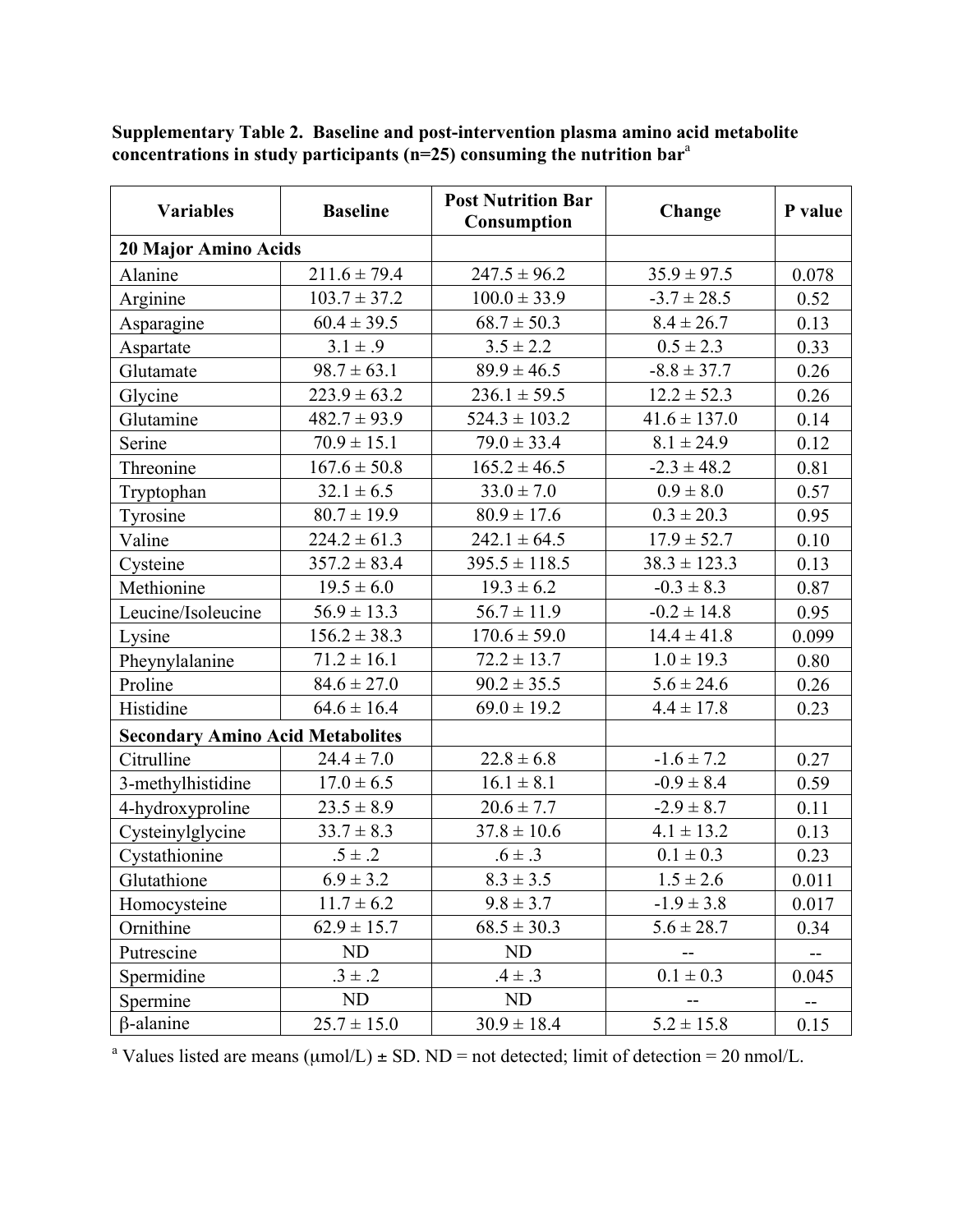**Supplementary Table 2. Baseline and post-intervention plasma amino acid metabolite concentrations in study participants (n=25) consuming the nutrition bar[a]**

| Variables | Baseline | Post Nutrition Bar Consumption | Change | P value |
|---|---|---|---|---|
| **20 Major Amino Acids** | | | | |
| Alanine | 211.6 ± 79.4 | 247.5 ± 96.2 | 35.9 ± 97.5 | 0.078 |
| Arginine | 103.7 ± 37.2 | 100.0 ± 33.9 | -3.7 ± 28.5 | 0.52 |
| Asparagine | 60.4 ± 39.5 | 68.7 ± 50.3 | 8.4 ± 26.7 | 0.13 |
| Aspartate | 3.1 ± .9 | 3.5 ± 2.2 | 0.5 ± 2.3 | 0.33 |
| Glutamate | 98.7 ± 63.1 | 89.9 ± 46.5 | -8.8 ± 37.7 | 0.26 |
| Glycine | 223.9 ± 63.2 | 236.1 ± 59.5 | 12.2 ± 52.3 | 0.26 |
| Glutamine | 482.7 ± 93.9 | 524.3 ± 103.2 | 41.6 ± 137.0 | 0.14 |
| Serine | 70.9 ± 15.1 | 79.0 ± 33.4 | 8.1 ± 24.9 | 0.12 |
| Threonine | 167.6 ± 50.8 | 165.2 ± 46.5 | -2.3 ± 48.2 | 0.81 |
| Tryptophan | 32.1 ± 6.5 | 33.0 ± 7.0 | 0.9 ± 8.0 | 0.57 |
| Tyrosine | 80.7 ± 19.9 | 80.9 ± 17.6 | 0.3 ± 20.3 | 0.95 |
| Valine | 224.2 ± 61.3 | 242.1 ± 64.5 | 17.9 ± 52.7 | 0.10 |
| Cysteine | 357.2 ± 83.4 | 395.5 ± 118.5 | 38.3 ± 123.3 | 0.13 |
| Methionine | 19.5 ± 6.0 | 19.3 ± 6.2 | -0.3 ± 8.3 | 0.87 |
| Leucine/Isoleucine | 56.9 ± 13.3 | 56.7 ± 11.9 | -0.2 ± 14.8 | 0.95 |
| Lysine | 156.2 ± 38.3 | 170.6 ± 59.0 | 14.4 ± 41.8 | 0.099 |
| Pheynylalanine | 71.2 ± 16.1 | 72.2 ± 13.7 | 1.0 ± 19.3 | 0.80 |
| Proline | 84.6 ± 27.0 | 90.2 ± 35.5 | 5.6 ± 24.6 | 0.26 |
| Histidine | 64.6 ± 16.4 | 69.0 ± 19.2 | 4.4 ± 17.8 | 0.23 |
| **Secondary Amino Acid Metabolites** | | | | |
| Citrulline | 24.4 ± 7.0 | 22.8 ± 6.8 | -1.6 ± 7.2 | 0.27 |
| 3-methylhistidine | 17.0 ± 6.5 | 16.1 ± 8.1 | -0.9 ± 8.4 | 0.59 |
| 4-hydroxyproline | 23.5 ± 8.9 | 20.6 ± 7.7 | -2.9 ± 8.7 | 0.11 |
| Cysteinylglycine | 33.7 ± 8.3 | 37.8 ± 10.6 | 4.1 ± 13.2 | 0.13 |
| Cystathionine | .5 ± .2 | .6 ± .3 | 0.1 ± 0.3 | 0.23 |
| Glutathione | 6.9 ± 3.2 | 8.3 ± 3.5 | 1.5 ± 2.6 | 0.011 |
| Homocysteine | 11.7 ± 6.2 | 9.8 ± 3.7 | -1.9 ± 3.8 | 0.017 |
| Ornithine | 62.9 ± 15.7 | 68.5 ± 30.3 | 5.6 ± 28.7 | 0.34 |
| Putrescine | ND | ND | -- | -- |
| Spermidine | .3 ± .2 | .4 ± .3 | 0.1 ± 0.3 | 0.045 |
| Spermine | ND | ND | -- | -- |
| β-alanine | 25.7 ± 15.0 | 30.9 ± 18.4 | 5.2 ± 15.8 | 0.15 |

[a] Values listed are means (μmol/L) ± SD. ND = not detected; limit of detection = 20 nmol/L.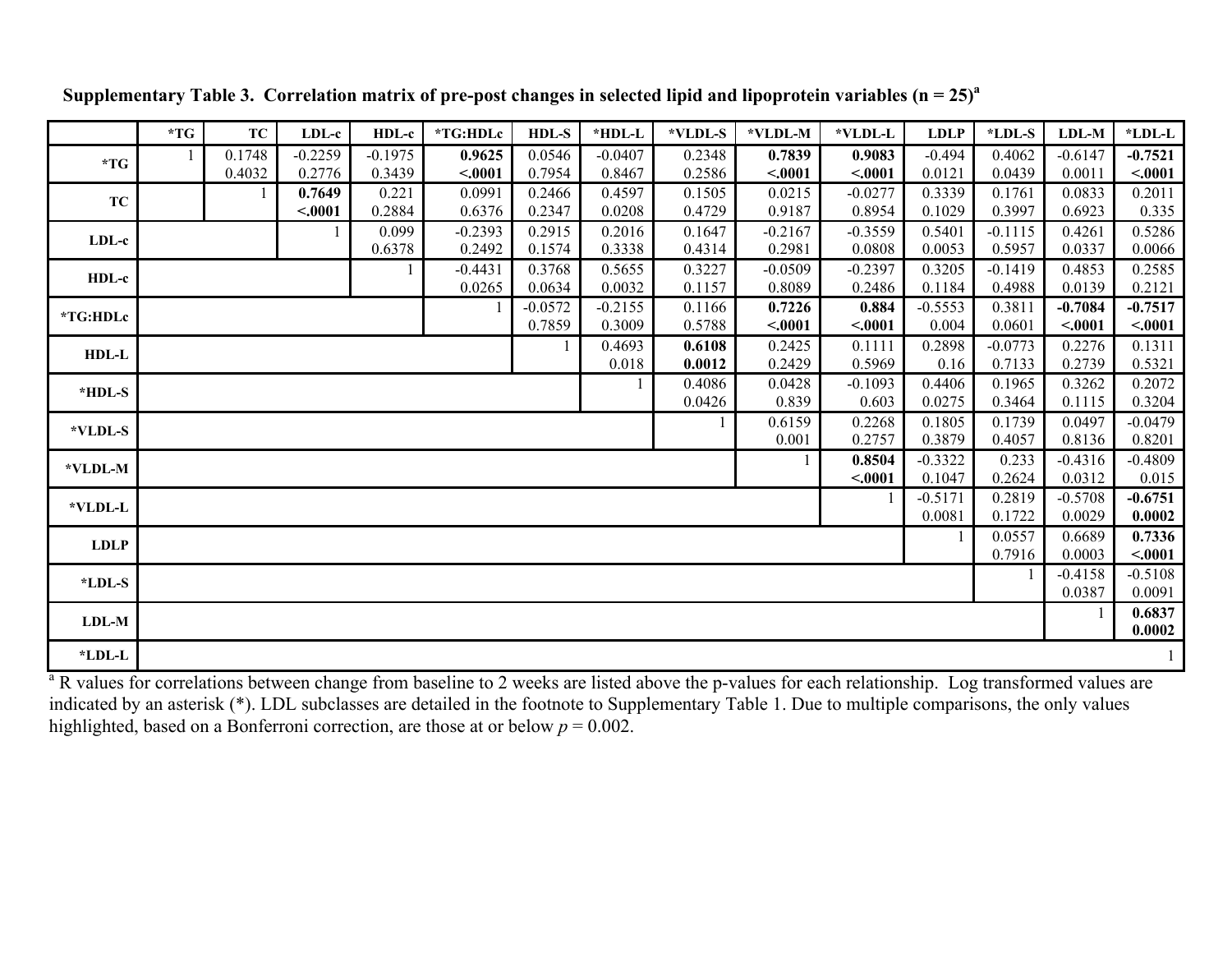**Supplementary Table 3. Correlation matrix of pre-post changes in selected lipid and lipoprotein variables (n = 25)[a]**

| | *TG | TC | LDL-c | HDL-c | *TG:HDLc | HDL-S | *HDL-L | *VLDL-S | *VLDL-M | *VLDL-L | LDLP | *LDL-S | LDL-M | *LDL-L |
|---|---|---|---|---|---|---|---|---|---|---|---|---|---|---|
| *TG | 1 | 0.1748<br>0.4032 | -0.2259<br>0.2776 | -0.1975<br>0.3439 | **0.9625**<br>**<.0001** | 0.0546<br>0.7954 | -0.0407<br>0.8467 | 0.2348<br>0.2586 | **0.7839**<br>**<.0001** | **0.9083**<br>**<.0001** | -0.494<br>0.0121 | 0.4062<br>0.0439 | -0.6147<br>0.0011 | **-0.7521**<br>**<.0001** |
| TC | | 1 | **0.7649**<br>**<.0001** | 0.221<br>0.2884 | 0.0991<br>0.6376 | 0.2466<br>0.2347 | 0.4597<br>0.0208 | 0.1505<br>0.4729 | 0.0215<br>0.9187 | -0.0277<br>0.8954 | 0.3339<br>0.1029 | 0.1761<br>0.3997 | 0.0833<br>0.6923 | 0.2011<br>0.335 |
| LDL-c | | | 1 | 0.099<br>0.6378 | -0.2393<br>0.2492 | 0.2915<br>0.1574 | 0.2016<br>0.3338 | 0.1647<br>0.4314 | -0.2167<br>0.2981 | -0.3559<br>0.0808 | 0.5401<br>0.0053 | -0.1115<br>0.5957 | 0.4261<br>0.0337 | 0.5286<br>0.0066 |
| HDL-c | | | | 1 | -0.4431<br>0.0265 | 0.3768<br>0.0634 | 0.5655<br>0.0032 | 0.3227<br>0.1157 | -0.0509<br>0.8089 | -0.2397<br>0.2486 | 0.3205<br>0.1184 | -0.1419<br>0.4988 | 0.4853<br>0.0139 | 0.2585<br>0.2121 |
| *TG:HDLc | | | | | 1 | -0.0572<br>0.7859 | -0.2155<br>0.3009 | 0.1166<br>0.5788 | **0.7226**<br>**<.0001** | **0.884**<br>**<.0001** | -0.5553<br>0.004 | 0.3811<br>0.0601 | **-0.7084**<br>**<.0001** | **-0.7517**<br>**<.0001** |
| HDL-L | | | | | | 1 | 0.4693<br>0.018 | **0.6108**<br>**0.0012** | 0.2425<br>0.2429 | 0.1111<br>0.5969 | 0.2898<br>0.16 | -0.0773<br>0.7133 | 0.2276<br>0.2739 | 0.1311<br>0.5321 |
| *HDL-S | | | | | | | 1 | 0.4086<br>0.0426 | 0.0428<br>0.839 | -0.1093<br>0.603 | 0.4406<br>0.0275 | 0.1965<br>0.3464 | 0.3262<br>0.1115 | 0.2072<br>0.3204 |
| *VLDL-S | | | | | | | | 1 | 0.6159<br>0.001 | 0.2268<br>0.2757 | 0.1805<br>0.3879 | 0.1739<br>0.4057 | 0.0497<br>0.8136 | -0.0479<br>0.8201 |
| *VLDL-M | | | | | | | | | 1 | **0.8504**<br>**<.0001** | -0.3322<br>0.1047 | 0.233<br>0.2624 | -0.4316<br>0.0312 | -0.4809<br>0.015 |
| *VLDL-L | | | | | | | | | | 1 | -0.5171<br>0.0081 | 0.2819<br>0.1722 | -0.5708<br>0.0029 | **-0.6751**<br>**0.0002** |
| LDLP | | | | | | | | | | | 1 | 0.0557<br>0.7916 | 0.6689<br>0.0003 | **0.7336**<br>**<.0001** |
| *LDL-S | | | | | | | | | | | | 1 | -0.4158<br>0.0387 | -0.5108<br>0.0091 |
| LDL-M | | | | | | | | | | | | | 1 | **0.6837**<br>**0.0002** |
| *LDL-L | | | | | | | | | | | | | | 1 |

[a] R values for correlations between change from baseline to 2 weeks are listed above the p-values for each relationship. Log transformed values are indicated by an asterisk (*). LDL subclasses are detailed in the footnote to Supplementary Table 1. Due to multiple comparisons, the only values highlighted, based on a Bonferroni correction, are those at or below $p = 0.002$.